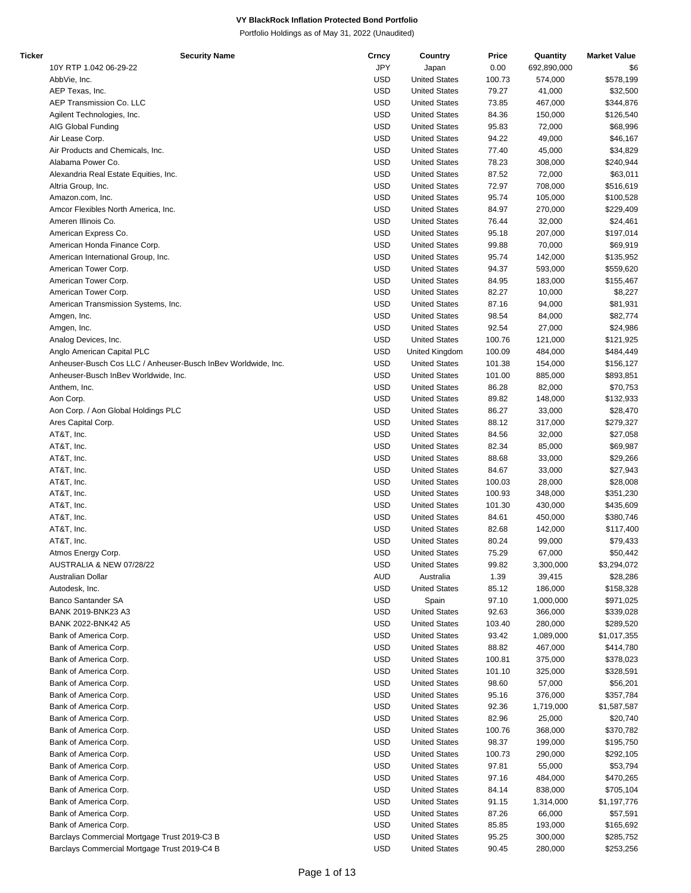**VY BlackRock Inflation Protected Bond Portfolio**

Portfolio Holdings as of May 31, 2022 (Unaudited)

| Ticker | Security Name | Crncy | Country | Price | Quantity | Market Value |
|---|---|---|---|---|---|---|
| | 10Y RTP 1.042 06-29-22 | JPY | Japan | 0.00 | 692,890,000 | $6 |
| | AbbVie, Inc. | USD | United States | 100.73 | 574,000 | $578,199 |
| | AEP Texas, Inc. | USD | United States | 79.27 | 41,000 | $32,500 |
| | AEP Transmission Co. LLC | USD | United States | 73.85 | 467,000 | $344,876 |
| | Agilent Technologies, Inc. | USD | United States | 84.36 | 150,000 | $126,540 |
| | AIG Global Funding | USD | United States | 95.83 | 72,000 | $68,996 |
| | Air Lease Corp. | USD | United States | 94.22 | 49,000 | $46,167 |
| | Air Products and Chemicals, Inc. | USD | United States | 77.40 | 45,000 | $34,829 |
| | Alabama Power Co. | USD | United States | 78.23 | 308,000 | $240,944 |
| | Alexandria Real Estate Equities, Inc. | USD | United States | 87.52 | 72,000 | $63,011 |
| | Altria Group, Inc. | USD | United States | 72.97 | 708,000 | $516,619 |
| | Amazon.com, Inc. | USD | United States | 95.74 | 105,000 | $100,528 |
| | Amcor Flexibles North America, Inc. | USD | United States | 84.97 | 270,000 | $229,409 |
| | Ameren Illinois Co. | USD | United States | 76.44 | 32,000 | $24,461 |
| | American Express Co. | USD | United States | 95.18 | 207,000 | $197,014 |
| | American Honda Finance Corp. | USD | United States | 99.88 | 70,000 | $69,919 |
| | American International Group, Inc. | USD | United States | 95.74 | 142,000 | $135,952 |
| | American Tower Corp. | USD | United States | 94.37 | 593,000 | $559,620 |
| | American Tower Corp. | USD | United States | 84.95 | 183,000 | $155,467 |
| | American Tower Corp. | USD | United States | 82.27 | 10,000 | $8,227 |
| | American Transmission Systems, Inc. | USD | United States | 87.16 | 94,000 | $81,931 |
| | Amgen, Inc. | USD | United States | 98.54 | 84,000 | $82,774 |
| | Amgen, Inc. | USD | United States | 92.54 | 27,000 | $24,986 |
| | Analog Devices, Inc. | USD | United States | 100.76 | 121,000 | $121,925 |
| | Anglo American Capital PLC | USD | United Kingdom | 100.09 | 484,000 | $484,449 |
| | Anheuser-Busch Cos LLC / Anheuser-Busch InBev Worldwide, Inc. | USD | United States | 101.38 | 154,000 | $156,127 |
| | Anheuser-Busch InBev Worldwide, Inc. | USD | United States | 101.00 | 885,000 | $893,851 |
| | Anthem, Inc. | USD | United States | 86.28 | 82,000 | $70,753 |
| | Aon Corp. | USD | United States | 89.82 | 148,000 | $132,933 |
| | Aon Corp. / Aon Global Holdings PLC | USD | United States | 86.27 | 33,000 | $28,470 |
| | Ares Capital Corp. | USD | United States | 88.12 | 317,000 | $279,327 |
| | AT&T, Inc. | USD | United States | 84.56 | 32,000 | $27,058 |
| | AT&T, Inc. | USD | United States | 82.34 | 85,000 | $69,987 |
| | AT&T, Inc. | USD | United States | 88.68 | 33,000 | $29,266 |
| | AT&T, Inc. | USD | United States | 84.67 | 33,000 | $27,943 |
| | AT&T, Inc. | USD | United States | 100.03 | 28,000 | $28,008 |
| | AT&T, Inc. | USD | United States | 100.93 | 348,000 | $351,230 |
| | AT&T, Inc. | USD | United States | 101.30 | 430,000 | $435,609 |
| | AT&T, Inc. | USD | United States | 84.61 | 450,000 | $380,746 |
| | AT&T, Inc. | USD | United States | 82.68 | 142,000 | $117,400 |
| | AT&T, Inc. | USD | United States | 80.24 | 99,000 | $79,433 |
| | Atmos Energy Corp. | USD | United States | 75.29 | 67,000 | $50,442 |
| | AUSTRALIA & NEW 07/28/22 | USD | United States | 99.82 | 3,300,000 | $3,294,072 |
| | Australian Dollar | AUD | Australia | 1.39 | 39,415 | $28,286 |
| | Autodesk, Inc. | USD | United States | 85.12 | 186,000 | $158,328 |
| | Banco Santander SA | USD | Spain | 97.10 | 1,000,000 | $971,025 |
| | BANK 2019-BNK23 A3 | USD | United States | 92.63 | 366,000 | $339,028 |
| | BANK 2022-BNK42 A5 | USD | United States | 103.40 | 280,000 | $289,520 |
| | Bank of America Corp. | USD | United States | 93.42 | 1,089,000 | $1,017,355 |
| | Bank of America Corp. | USD | United States | 88.82 | 467,000 | $414,780 |
| | Bank of America Corp. | USD | United States | 100.81 | 375,000 | $378,023 |
| | Bank of America Corp. | USD | United States | 101.10 | 325,000 | $328,591 |
| | Bank of America Corp. | USD | United States | 98.60 | 57,000 | $56,201 |
| | Bank of America Corp. | USD | United States | 95.16 | 376,000 | $357,784 |
| | Bank of America Corp. | USD | United States | 92.36 | 1,719,000 | $1,587,587 |
| | Bank of America Corp. | USD | United States | 82.96 | 25,000 | $20,740 |
| | Bank of America Corp. | USD | United States | 100.76 | 368,000 | $370,782 |
| | Bank of America Corp. | USD | United States | 98.37 | 199,000 | $195,750 |
| | Bank of America Corp. | USD | United States | 100.73 | 290,000 | $292,105 |
| | Bank of America Corp. | USD | United States | 97.81 | 55,000 | $53,794 |
| | Bank of America Corp. | USD | United States | 97.16 | 484,000 | $470,265 |
| | Bank of America Corp. | USD | United States | 84.14 | 838,000 | $705,104 |
| | Bank of America Corp. | USD | United States | 91.15 | 1,314,000 | $1,197,776 |
| | Bank of America Corp. | USD | United States | 87.26 | 66,000 | $57,591 |
| | Bank of America Corp. | USD | United States | 85.85 | 193,000 | $165,692 |
| | Barclays Commercial Mortgage Trust 2019-C3 B | USD | United States | 95.25 | 300,000 | $285,752 |
| | Barclays Commercial Mortgage Trust 2019-C4 B | USD | United States | 90.45 | 280,000 | $253,256 |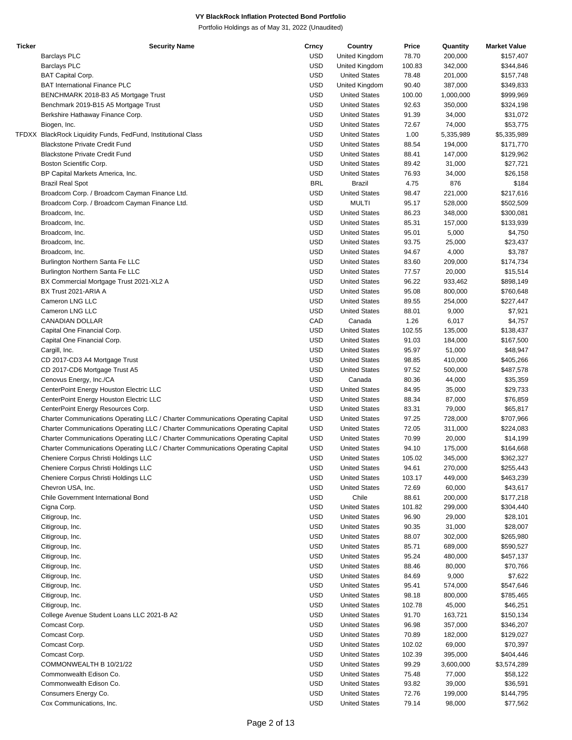# VY BlackRock Inflation Protected Bond Portfolio

Portfolio Holdings as of May 31, 2022 (Unaudited)

| Ticker | Security Name | Crncy | Country | Price | Quantity | Market Value |
|---|---|---|---|---|---|---|
| | Barclays PLC | USD | United Kingdom | 78.70 | 200,000 | $157,407 |
| | Barclays PLC | USD | United Kingdom | 100.83 | 342,000 | $344,846 |
| | BAT Capital Corp. | USD | United States | 78.48 | 201,000 | $157,748 |
| | BAT International Finance PLC | USD | United Kingdom | 90.40 | 387,000 | $349,833 |
| | BENCHMARK 2018-B3 A5 Mortgage Trust | USD | United States | 100.00 | 1,000,000 | $999,969 |
| | Benchmark 2019-B15 A5 Mortgage Trust | USD | United States | 92.63 | 350,000 | $324,198 |
| | Berkshire Hathaway Finance Corp. | USD | United States | 91.39 | 34,000 | $31,072 |
| | Biogen, Inc. | USD | United States | 72.67 | 74,000 | $53,775 |
| TFDXX | BlackRock Liquidity Funds, FedFund, Institutional Class | USD | United States | 1.00 | 5,335,989 | $5,335,989 |
| | Blackstone Private Credit Fund | USD | United States | 88.54 | 194,000 | $171,770 |
| | Blackstone Private Credit Fund | USD | United States | 88.41 | 147,000 | $129,962 |
| | Boston Scientific Corp. | USD | United States | 89.42 | 31,000 | $27,721 |
| | BP Capital Markets America, Inc. | USD | United States | 76.93 | 34,000 | $26,158 |
| | Brazil Real Spot | BRL | Brazil | 4.75 | 876 | $184 |
| | Broadcom Corp. / Broadcom Cayman Finance Ltd. | USD | United States | 98.47 | 221,000 | $217,616 |
| | Broadcom Corp. / Broadcom Cayman Finance Ltd. | USD | MULTI | 95.17 | 528,000 | $502,509 |
| | Broadcom, Inc. | USD | United States | 86.23 | 348,000 | $300,081 |
| | Broadcom, Inc. | USD | United States | 85.31 | 157,000 | $133,939 |
| | Broadcom, Inc. | USD | United States | 95.01 | 5,000 | $4,750 |
| | Broadcom, Inc. | USD | United States | 93.75 | 25,000 | $23,437 |
| | Broadcom, Inc. | USD | United States | 94.67 | 4,000 | $3,787 |
| | Burlington Northern Santa Fe LLC | USD | United States | 83.60 | 209,000 | $174,734 |
| | Burlington Northern Santa Fe LLC | USD | United States | 77.57 | 20,000 | $15,514 |
| | BX Commercial Mortgage Trust 2021-XL2 A | USD | United States | 96.22 | 933,462 | $898,149 |
| | BX Trust 2021-ARIA A | USD | United States | 95.08 | 800,000 | $760,648 |
| | Cameron LNG LLC | USD | United States | 89.55 | 254,000 | $227,447 |
| | Cameron LNG LLC | USD | United States | 88.01 | 9,000 | $7,921 |
| | CANADIAN DOLLAR | CAD | Canada | 1.26 | 6,017 | $4,757 |
| | Capital One Financial Corp. | USD | United States | 102.55 | 135,000 | $138,437 |
| | Capital One Financial Corp. | USD | United States | 91.03 | 184,000 | $167,500 |
| | Cargill, Inc. | USD | United States | 95.97 | 51,000 | $48,947 |
| | CD 2017-CD3 A4 Mortgage Trust | USD | United States | 98.85 | 410,000 | $405,266 |
| | CD 2017-CD6 Mortgage Trust A5 | USD | United States | 97.52 | 500,000 | $487,578 |
| | Cenovus Energy, Inc./CA | USD | Canada | 80.36 | 44,000 | $35,359 |
| | CenterPoint Energy Houston Electric LLC | USD | United States | 84.95 | 35,000 | $29,733 |
| | CenterPoint Energy Houston Electric LLC | USD | United States | 88.34 | 87,000 | $76,859 |
| | CenterPoint Energy Resources Corp. | USD | United States | 83.31 | 79,000 | $65,817 |
| | Charter Communications Operating LLC / Charter Communications Operating Capital | USD | United States | 97.25 | 728,000 | $707,966 |
| | Charter Communications Operating LLC / Charter Communications Operating Capital | USD | United States | 72.05 | 311,000 | $224,083 |
| | Charter Communications Operating LLC / Charter Communications Operating Capital | USD | United States | 70.99 | 20,000 | $14,199 |
| | Charter Communications Operating LLC / Charter Communications Operating Capital | USD | United States | 94.10 | 175,000 | $164,668 |
| | Cheniere Corpus Christi Holdings LLC | USD | United States | 105.02 | 345,000 | $362,327 |
| | Cheniere Corpus Christi Holdings LLC | USD | United States | 94.61 | 270,000 | $255,443 |
| | Cheniere Corpus Christi Holdings LLC | USD | United States | 103.17 | 449,000 | $463,239 |
| | Chevron USA, Inc. | USD | United States | 72.69 | 60,000 | $43,617 |
| | Chile Government International Bond | USD | Chile | 88.61 | 200,000 | $177,218 |
| | Cigna Corp. | USD | United States | 101.82 | 299,000 | $304,440 |
| | Citigroup, Inc. | USD | United States | 96.90 | 29,000 | $28,101 |
| | Citigroup, Inc. | USD | United States | 90.35 | 31,000 | $28,007 |
| | Citigroup, Inc. | USD | United States | 88.07 | 302,000 | $265,980 |
| | Citigroup, Inc. | USD | United States | 85.71 | 689,000 | $590,527 |
| | Citigroup, Inc. | USD | United States | 95.24 | 480,000 | $457,137 |
| | Citigroup, Inc. | USD | United States | 88.46 | 80,000 | $70,766 |
| | Citigroup, Inc. | USD | United States | 84.69 | 9,000 | $7,622 |
| | Citigroup, Inc. | USD | United States | 95.41 | 574,000 | $547,646 |
| | Citigroup, Inc. | USD | United States | 98.18 | 800,000 | $785,465 |
| | Citigroup, Inc. | USD | United States | 102.78 | 45,000 | $46,251 |
| | College Avenue Student Loans LLC 2021-B A2 | USD | United States | 91.70 | 163,721 | $150,134 |
| | Comcast Corp. | USD | United States | 96.98 | 357,000 | $346,207 |
| | Comcast Corp. | USD | United States | 70.89 | 182,000 | $129,027 |
| | Comcast Corp. | USD | United States | 102.02 | 69,000 | $70,397 |
| | Comcast Corp. | USD | United States | 102.39 | 395,000 | $404,446 |
| | COMMONWEALTH B 10/21/22 | USD | United States | 99.29 | 3,600,000 | $3,574,289 |
| | Commonwealth Edison Co. | USD | United States | 75.48 | 77,000 | $58,122 |
| | Commonwealth Edison Co. | USD | United States | 93.82 | 39,000 | $36,591 |
| | Consumers Energy Co. | USD | United States | 72.76 | 199,000 | $144,795 |
| | Cox Communications, Inc. | USD | United States | 79.14 | 98,000 | $77,562 |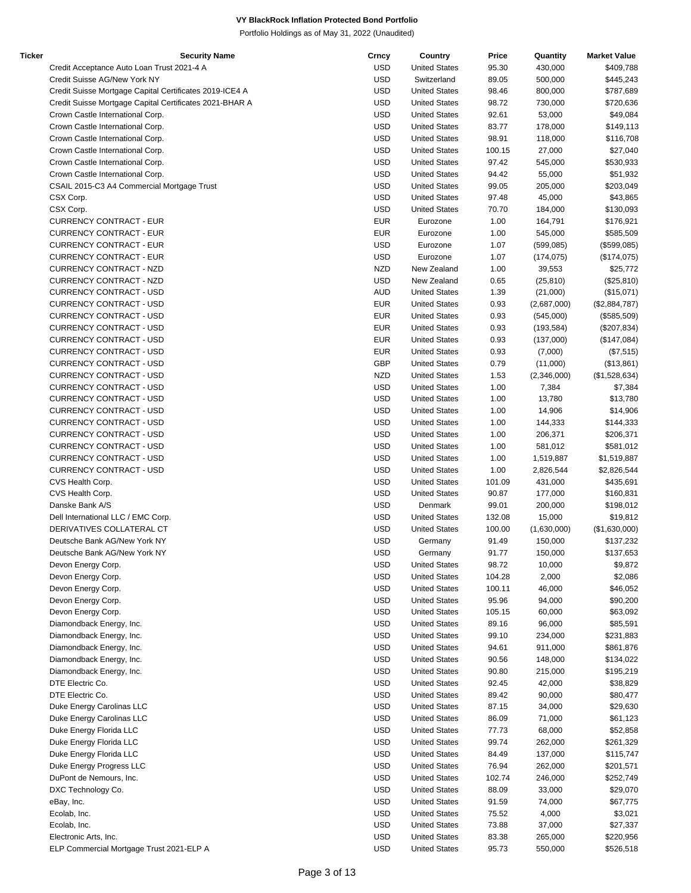**VY BlackRock Inflation Protected Bond Portfolio**

Portfolio Holdings as of May 31, 2022 (Unaudited)

| Ticker | Security Name | Crncy | Country | Price | Quantity | Market Value |
|---|---|---|---|---|---|---|
| | Credit Acceptance Auto Loan Trust 2021-4 A | USD | United States | 95.30 | 430,000 | $409,788 |
| | Credit Suisse AG/New York NY | USD | Switzerland | 89.05 | 500,000 | $445,243 |
| | Credit Suisse Mortgage Capital Certificates 2019-ICE4 A | USD | United States | 98.46 | 800,000 | $787,689 |
| | Credit Suisse Mortgage Capital Certificates 2021-BHAR A | USD | United States | 98.72 | 730,000 | $720,636 |
| | Crown Castle International Corp. | USD | United States | 92.61 | 53,000 | $49,084 |
| | Crown Castle International Corp. | USD | United States | 83.77 | 178,000 | $149,113 |
| | Crown Castle International Corp. | USD | United States | 98.91 | 118,000 | $116,708 |
| | Crown Castle International Corp. | USD | United States | 100.15 | 27,000 | $27,040 |
| | Crown Castle International Corp. | USD | United States | 97.42 | 545,000 | $530,933 |
| | Crown Castle International Corp. | USD | United States | 94.42 | 55,000 | $51,932 |
| | CSAIL 2015-C3 A4 Commercial Mortgage Trust | USD | United States | 99.05 | 205,000 | $203,049 |
| | CSX Corp. | USD | United States | 97.48 | 45,000 | $43,865 |
| | CSX Corp. | USD | United States | 70.70 | 184,000 | $130,093 |
| | CURRENCY CONTRACT - EUR | EUR | Eurozone | 1.00 | 164,791 | $176,921 |
| | CURRENCY CONTRACT - EUR | EUR | Eurozone | 1.00 | 545,000 | $585,509 |
| | CURRENCY CONTRACT - EUR | USD | Eurozone | 1.07 | (599,085) | ($599,085) |
| | CURRENCY CONTRACT - EUR | USD | Eurozone | 1.07 | (174,075) | ($174,075) |
| | CURRENCY CONTRACT - NZD | NZD | New Zealand | 1.00 | 39,553 | $25,772 |
| | CURRENCY CONTRACT - NZD | USD | New Zealand | 0.65 | (25,810) | ($25,810) |
| | CURRENCY CONTRACT - USD | AUD | United States | 1.39 | (21,000) | ($15,071) |
| | CURRENCY CONTRACT - USD | EUR | United States | 0.93 | (2,687,000) | ($2,884,787) |
| | CURRENCY CONTRACT - USD | EUR | United States | 0.93 | (545,000) | ($585,509) |
| | CURRENCY CONTRACT - USD | EUR | United States | 0.93 | (193,584) | ($207,834) |
| | CURRENCY CONTRACT - USD | EUR | United States | 0.93 | (137,000) | ($147,084) |
| | CURRENCY CONTRACT - USD | EUR | United States | 0.93 | (7,000) | ($7,515) |
| | CURRENCY CONTRACT - USD | GBP | United States | 0.79 | (11,000) | ($13,861) |
| | CURRENCY CONTRACT - USD | NZD | United States | 1.53 | (2,346,000) | ($1,528,634) |
| | CURRENCY CONTRACT - USD | USD | United States | 1.00 | 7,384 | $7,384 |
| | CURRENCY CONTRACT - USD | USD | United States | 1.00 | 13,780 | $13,780 |
| | CURRENCY CONTRACT - USD | USD | United States | 1.00 | 14,906 | $14,906 |
| | CURRENCY CONTRACT - USD | USD | United States | 1.00 | 144,333 | $144,333 |
| | CURRENCY CONTRACT - USD | USD | United States | 1.00 | 206,371 | $206,371 |
| | CURRENCY CONTRACT - USD | USD | United States | 1.00 | 581,012 | $581,012 |
| | CURRENCY CONTRACT - USD | USD | United States | 1.00 | 1,519,887 | $1,519,887 |
| | CURRENCY CONTRACT - USD | USD | United States | 1.00 | 2,826,544 | $2,826,544 |
| | CVS Health Corp. | USD | United States | 101.09 | 431,000 | $435,691 |
| | CVS Health Corp. | USD | United States | 90.87 | 177,000 | $160,831 |
| | Danske Bank A/S | USD | Denmark | 99.01 | 200,000 | $198,012 |
| | Dell International LLC / EMC Corp. | USD | United States | 132.08 | 15,000 | $19,812 |
| | DERIVATIVES COLLATERAL CT | USD | United States | 100.00 | (1,630,000) | ($1,630,000) |
| | Deutsche Bank AG/New York NY | USD | Germany | 91.49 | 150,000 | $137,232 |
| | Deutsche Bank AG/New York NY | USD | Germany | 91.77 | 150,000 | $137,653 |
| | Devon Energy Corp. | USD | United States | 98.72 | 10,000 | $9,872 |
| | Devon Energy Corp. | USD | United States | 104.28 | 2,000 | $2,086 |
| | Devon Energy Corp. | USD | United States | 100.11 | 46,000 | $46,052 |
| | Devon Energy Corp. | USD | United States | 95.96 | 94,000 | $90,200 |
| | Devon Energy Corp. | USD | United States | 105.15 | 60,000 | $63,092 |
| | Diamondback Energy, Inc. | USD | United States | 89.16 | 96,000 | $85,591 |
| | Diamondback Energy, Inc. | USD | United States | 99.10 | 234,000 | $231,883 |
| | Diamondback Energy, Inc. | USD | United States | 94.61 | 911,000 | $861,876 |
| | Diamondback Energy, Inc. | USD | United States | 90.56 | 148,000 | $134,022 |
| | Diamondback Energy, Inc. | USD | United States | 90.80 | 215,000 | $195,219 |
| | DTE Electric Co. | USD | United States | 92.45 | 42,000 | $38,829 |
| | DTE Electric Co. | USD | United States | 89.42 | 90,000 | $80,477 |
| | Duke Energy Carolinas LLC | USD | United States | 87.15 | 34,000 | $29,630 |
| | Duke Energy Carolinas LLC | USD | United States | 86.09 | 71,000 | $61,123 |
| | Duke Energy Florida LLC | USD | United States | 77.73 | 68,000 | $52,858 |
| | Duke Energy Florida LLC | USD | United States | 99.74 | 262,000 | $261,329 |
| | Duke Energy Florida LLC | USD | United States | 84.49 | 137,000 | $115,747 |
| | Duke Energy Progress LLC | USD | United States | 76.94 | 262,000 | $201,571 |
| | DuPont de Nemours, Inc. | USD | United States | 102.74 | 246,000 | $252,749 |
| | DXC Technology Co. | USD | United States | 88.09 | 33,000 | $29,070 |
| | eBay, Inc. | USD | United States | 91.59 | 74,000 | $67,775 |
| | Ecolab, Inc. | USD | United States | 75.52 | 4,000 | $3,021 |
| | Ecolab, Inc. | USD | United States | 73.88 | 37,000 | $27,337 |
| | Electronic Arts, Inc. | USD | United States | 83.38 | 265,000 | $220,956 |
| | ELP Commercial Mortgage Trust 2021-ELP A | USD | United States | 95.73 | 550,000 | $526,518 |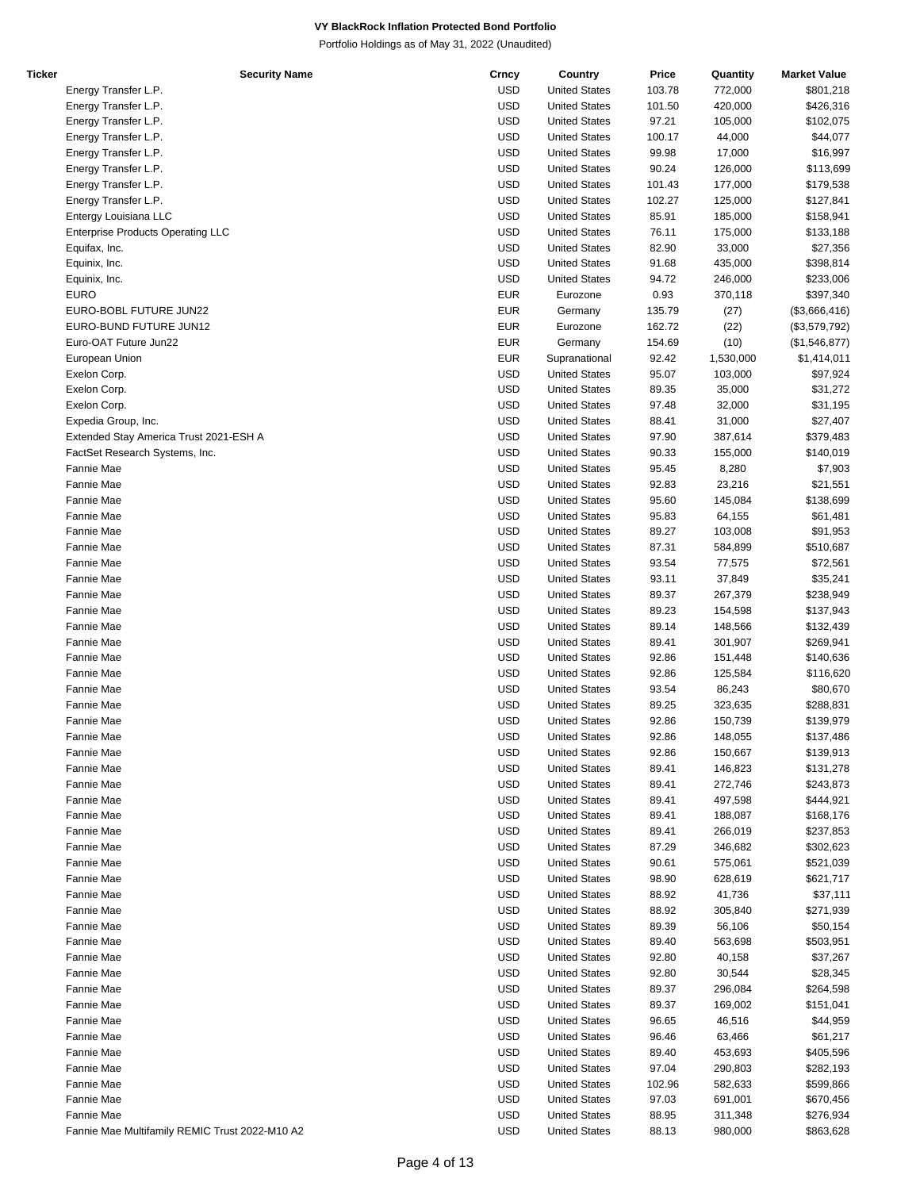**VY BlackRock Inflation Protected Bond Portfolio**

Portfolio Holdings as of May 31, 2022 (Unaudited)

| Ticker | Security Name | Crncy | Country | Price | Quantity | Market Value |
|---|---|---|---|---|---|---|
| | Energy Transfer L.P. | USD | United States | 103.78 | 772,000 | $801,218 |
| | Energy Transfer L.P. | USD | United States | 101.50 | 420,000 | $426,316 |
| | Energy Transfer L.P. | USD | United States | 97.21 | 105,000 | $102,075 |
| | Energy Transfer L.P. | USD | United States | 100.17 | 44,000 | $44,077 |
| | Energy Transfer L.P. | USD | United States | 99.98 | 17,000 | $16,997 |
| | Energy Transfer L.P. | USD | United States | 90.24 | 126,000 | $113,699 |
| | Energy Transfer L.P. | USD | United States | 101.43 | 177,000 | $179,538 |
| | Energy Transfer L.P. | USD | United States | 102.27 | 125,000 | $127,841 |
| | Entergy Louisiana LLC | USD | United States | 85.91 | 185,000 | $158,941 |
| | Enterprise Products Operating LLC | USD | United States | 76.11 | 175,000 | $133,188 |
| | Equifax, Inc. | USD | United States | 82.90 | 33,000 | $27,356 |
| | Equinix, Inc. | USD | United States | 91.68 | 435,000 | $398,814 |
| | Equinix, Inc. | USD | United States | 94.72 | 246,000 | $233,006 |
| | EURO | EUR | Eurozone | 0.93 | 370,118 | $397,340 |
| | EURO-BOBL FUTURE JUN22 | EUR | Germany | 135.79 | (27) | ($3,666,416) |
| | EURO-BUND FUTURE JUN12 | EUR | Eurozone | 162.72 | (22) | ($3,579,792) |
| | Euro-OAT Future Jun22 | EUR | Germany | 154.69 | (10) | ($1,546,877) |
| | European Union | EUR | Supranational | 92.42 | 1,530,000 | $1,414,011 |
| | Exelon Corp. | USD | United States | 95.07 | 103,000 | $97,924 |
| | Exelon Corp. | USD | United States | 89.35 | 35,000 | $31,272 |
| | Exelon Corp. | USD | United States | 97.48 | 32,000 | $31,195 |
| | Expedia Group, Inc. | USD | United States | 88.41 | 31,000 | $27,407 |
| | Extended Stay America Trust 2021-ESH A | USD | United States | 97.90 | 387,614 | $379,483 |
| | FactSet Research Systems, Inc. | USD | United States | 90.33 | 155,000 | $140,019 |
| | Fannie Mae | USD | United States | 95.45 | 8,280 | $7,903 |
| | Fannie Mae | USD | United States | 92.83 | 23,216 | $21,551 |
| | Fannie Mae | USD | United States | 95.60 | 145,084 | $138,699 |
| | Fannie Mae | USD | United States | 95.83 | 64,155 | $61,481 |
| | Fannie Mae | USD | United States | 89.27 | 103,008 | $91,953 |
| | Fannie Mae | USD | United States | 87.31 | 584,899 | $510,687 |
| | Fannie Mae | USD | United States | 93.54 | 77,575 | $72,561 |
| | Fannie Mae | USD | United States | 93.11 | 37,849 | $35,241 |
| | Fannie Mae | USD | United States | 89.37 | 267,379 | $238,949 |
| | Fannie Mae | USD | United States | 89.23 | 154,598 | $137,943 |
| | Fannie Mae | USD | United States | 89.14 | 148,566 | $132,439 |
| | Fannie Mae | USD | United States | 89.41 | 301,907 | $269,941 |
| | Fannie Mae | USD | United States | 92.86 | 151,448 | $140,636 |
| | Fannie Mae | USD | United States | 92.86 | 125,584 | $116,620 |
| | Fannie Mae | USD | United States | 93.54 | 86,243 | $80,670 |
| | Fannie Mae | USD | United States | 89.25 | 323,635 | $288,831 |
| | Fannie Mae | USD | United States | 92.86 | 150,739 | $139,979 |
| | Fannie Mae | USD | United States | 92.86 | 148,055 | $137,486 |
| | Fannie Mae | USD | United States | 92.86 | 150,667 | $139,913 |
| | Fannie Mae | USD | United States | 89.41 | 146,823 | $131,278 |
| | Fannie Mae | USD | United States | 89.41 | 272,746 | $243,873 |
| | Fannie Mae | USD | United States | 89.41 | 497,598 | $444,921 |
| | Fannie Mae | USD | United States | 89.41 | 188,087 | $168,176 |
| | Fannie Mae | USD | United States | 89.41 | 266,019 | $237,853 |
| | Fannie Mae | USD | United States | 87.29 | 346,682 | $302,623 |
| | Fannie Mae | USD | United States | 90.61 | 575,061 | $521,039 |
| | Fannie Mae | USD | United States | 98.90 | 628,619 | $621,717 |
| | Fannie Mae | USD | United States | 88.92 | 41,736 | $37,111 |
| | Fannie Mae | USD | United States | 88.92 | 305,840 | $271,939 |
| | Fannie Mae | USD | United States | 89.39 | 56,106 | $50,154 |
| | Fannie Mae | USD | United States | 89.40 | 563,698 | $503,951 |
| | Fannie Mae | USD | United States | 92.80 | 40,158 | $37,267 |
| | Fannie Mae | USD | United States | 92.80 | 30,544 | $28,345 |
| | Fannie Mae | USD | United States | 89.37 | 296,084 | $264,598 |
| | Fannie Mae | USD | United States | 89.37 | 169,002 | $151,041 |
| | Fannie Mae | USD | United States | 96.65 | 46,516 | $44,959 |
| | Fannie Mae | USD | United States | 96.46 | 63,466 | $61,217 |
| | Fannie Mae | USD | United States | 89.40 | 453,693 | $405,596 |
| | Fannie Mae | USD | United States | 97.04 | 290,803 | $282,193 |
| | Fannie Mae | USD | United States | 102.96 | 582,633 | $599,866 |
| | Fannie Mae | USD | United States | 97.03 | 691,001 | $670,456 |
| | Fannie Mae | USD | United States | 88.95 | 311,348 | $276,934 |
| | Fannie Mae Multifamily REMIC Trust 2022-M10 A2 | USD | United States | 88.13 | 980,000 | $863,628 |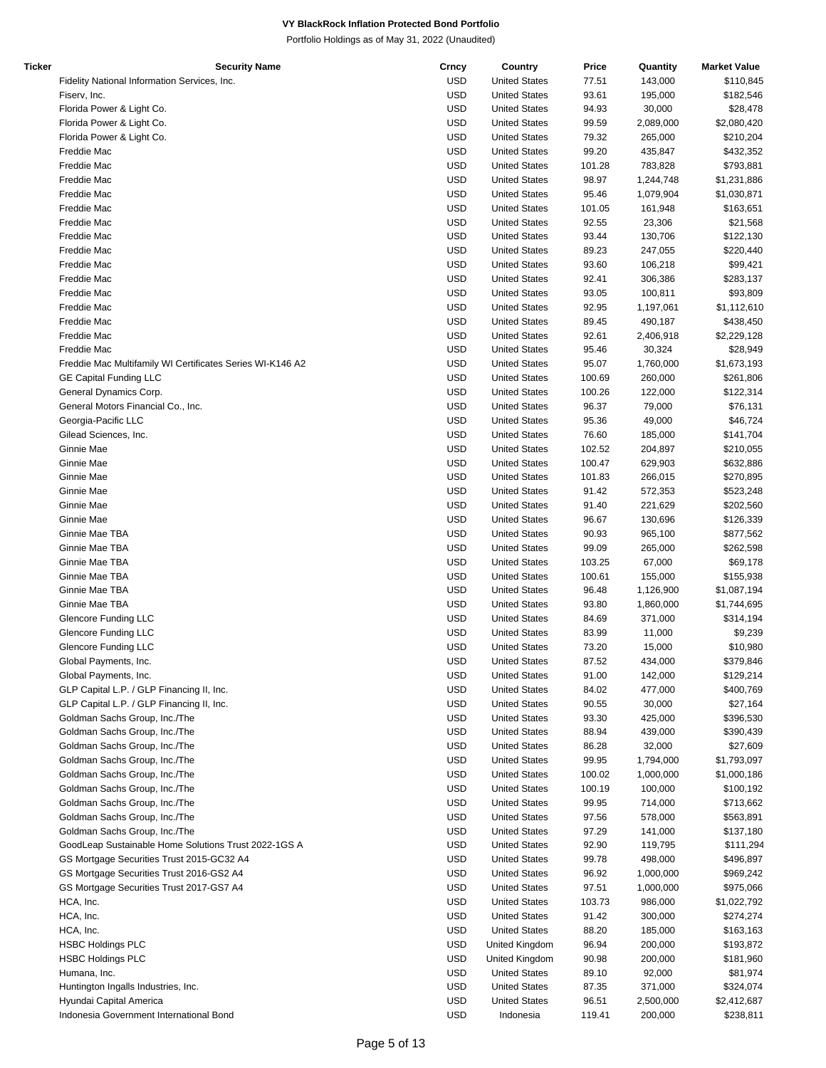**VY BlackRock Inflation Protected Bond Portfolio**

Portfolio Holdings as of May 31, 2022 (Unaudited)

| Ticker | Security Name | Crncy | Country | Price | Quantity | Market Value |
|---|---|---|---|---|---|---|
| | Fidelity National Information Services, Inc. | USD | United States | 77.51 | 143,000 | $110,845 |
| | Fiserv, Inc. | USD | United States | 93.61 | 195,000 | $182,546 |
| | Florida Power & Light Co. | USD | United States | 94.93 | 30,000 | $28,478 |
| | Florida Power & Light Co. | USD | United States | 99.59 | 2,089,000 | $2,080,420 |
| | Florida Power & Light Co. | USD | United States | 79.32 | 265,000 | $210,204 |
| | Freddie Mac | USD | United States | 99.20 | 435,847 | $432,352 |
| | Freddie Mac | USD | United States | 101.28 | 783,828 | $793,881 |
| | Freddie Mac | USD | United States | 98.97 | 1,244,748 | $1,231,886 |
| | Freddie Mac | USD | United States | 95.46 | 1,079,904 | $1,030,871 |
| | Freddie Mac | USD | United States | 101.05 | 161,948 | $163,651 |
| | Freddie Mac | USD | United States | 92.55 | 23,306 | $21,568 |
| | Freddie Mac | USD | United States | 93.44 | 130,706 | $122,130 |
| | Freddie Mac | USD | United States | 89.23 | 247,055 | $220,440 |
| | Freddie Mac | USD | United States | 93.60 | 106,218 | $99,421 |
| | Freddie Mac | USD | United States | 92.41 | 306,386 | $283,137 |
| | Freddie Mac | USD | United States | 93.05 | 100,811 | $93,809 |
| | Freddie Mac | USD | United States | 92.95 | 1,197,061 | $1,112,610 |
| | Freddie Mac | USD | United States | 89.45 | 490,187 | $438,450 |
| | Freddie Mac | USD | United States | 92.61 | 2,406,918 | $2,229,128 |
| | Freddie Mac | USD | United States | 95.46 | 30,324 | $28,949 |
| | Freddie Mac Multifamily WI Certificates Series WI-K146 A2 | USD | United States | 95.07 | 1,760,000 | $1,673,193 |
| | GE Capital Funding LLC | USD | United States | 100.69 | 260,000 | $261,806 |
| | General Dynamics Corp. | USD | United States | 100.26 | 122,000 | $122,314 |
| | General Motors Financial Co., Inc. | USD | United States | 96.37 | 79,000 | $76,131 |
| | Georgia-Pacific LLC | USD | United States | 95.36 | 49,000 | $46,724 |
| | Gilead Sciences, Inc. | USD | United States | 76.60 | 185,000 | $141,704 |
| | Ginnie Mae | USD | United States | 102.52 | 204,897 | $210,055 |
| | Ginnie Mae | USD | United States | 100.47 | 629,903 | $632,886 |
| | Ginnie Mae | USD | United States | 101.83 | 266,015 | $270,895 |
| | Ginnie Mae | USD | United States | 91.42 | 572,353 | $523,248 |
| | Ginnie Mae | USD | United States | 91.40 | 221,629 | $202,560 |
| | Ginnie Mae | USD | United States | 96.67 | 130,696 | $126,339 |
| | Ginnie Mae TBA | USD | United States | 90.93 | 965,100 | $877,562 |
| | Ginnie Mae TBA | USD | United States | 99.09 | 265,000 | $262,598 |
| | Ginnie Mae TBA | USD | United States | 103.25 | 67,000 | $69,178 |
| | Ginnie Mae TBA | USD | United States | 100.61 | 155,000 | $155,938 |
| | Ginnie Mae TBA | USD | United States | 96.48 | 1,126,900 | $1,087,194 |
| | Ginnie Mae TBA | USD | United States | 93.80 | 1,860,000 | $1,744,695 |
| | Glencore Funding LLC | USD | United States | 84.69 | 371,000 | $314,194 |
| | Glencore Funding LLC | USD | United States | 83.99 | 11,000 | $9,239 |
| | Glencore Funding LLC | USD | United States | 73.20 | 15,000 | $10,980 |
| | Global Payments, Inc. | USD | United States | 87.52 | 434,000 | $379,846 |
| | Global Payments, Inc. | USD | United States | 91.00 | 142,000 | $129,214 |
| | GLP Capital L.P. / GLP Financing II, Inc. | USD | United States | 84.02 | 477,000 | $400,769 |
| | GLP Capital L.P. / GLP Financing II, Inc. | USD | United States | 90.55 | 30,000 | $27,164 |
| | Goldman Sachs Group, Inc./The | USD | United States | 93.30 | 425,000 | $396,530 |
| | Goldman Sachs Group, Inc./The | USD | United States | 88.94 | 439,000 | $390,439 |
| | Goldman Sachs Group, Inc./The | USD | United States | 86.28 | 32,000 | $27,609 |
| | Goldman Sachs Group, Inc./The | USD | United States | 99.95 | 1,794,000 | $1,793,097 |
| | Goldman Sachs Group, Inc./The | USD | United States | 100.02 | 1,000,000 | $1,000,186 |
| | Goldman Sachs Group, Inc./The | USD | United States | 100.19 | 100,000 | $100,192 |
| | Goldman Sachs Group, Inc./The | USD | United States | 99.95 | 714,000 | $713,662 |
| | Goldman Sachs Group, Inc./The | USD | United States | 97.56 | 578,000 | $563,891 |
| | Goldman Sachs Group, Inc./The | USD | United States | 97.29 | 141,000 | $137,180 |
| | GoodLeap Sustainable Home Solutions Trust 2022-1GS A | USD | United States | 92.90 | 119,795 | $111,294 |
| | GS Mortgage Securities Trust 2015-GC32 A4 | USD | United States | 99.78 | 498,000 | $496,897 |
| | GS Mortgage Securities Trust 2016-GS2 A4 | USD | United States | 96.92 | 1,000,000 | $969,242 |
| | GS Mortgage Securities Trust 2017-GS7 A4 | USD | United States | 97.51 | 1,000,000 | $975,066 |
| | HCA, Inc. | USD | United States | 103.73 | 986,000 | $1,022,792 |
| | HCA, Inc. | USD | United States | 91.42 | 300,000 | $274,274 |
| | HCA, Inc. | USD | United States | 88.20 | 185,000 | $163,163 |
| | HSBC Holdings PLC | USD | United Kingdom | 96.94 | 200,000 | $193,872 |
| | HSBC Holdings PLC | USD | United Kingdom | 90.98 | 200,000 | $181,960 |
| | Humana, Inc. | USD | United States | 89.10 | 92,000 | $81,974 |
| | Huntington Ingalls Industries, Inc. | USD | United States | 87.35 | 371,000 | $324,074 |
| | Hyundai Capital America | USD | United States | 96.51 | 2,500,000 | $2,412,687 |
| | Indonesia Government International Bond | USD | Indonesia | 119.41 | 200,000 | $238,811 |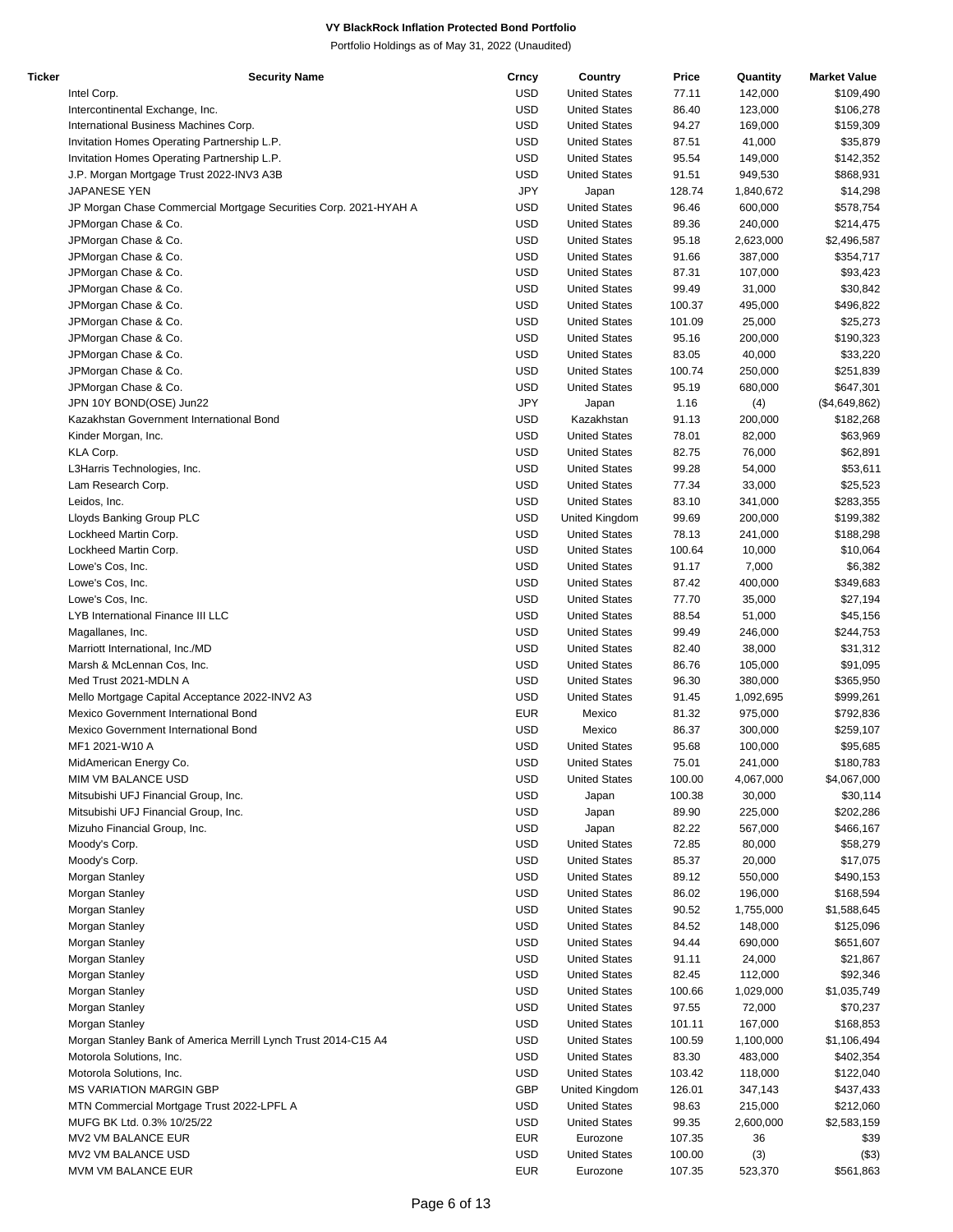# VY BlackRock Inflation Protected Bond Portfolio

Portfolio Holdings as of May 31, 2022 (Unaudited)

| Ticker | Security Name | Crncy | Country | Price | Quantity | Market Value |
|---|---|---|---|---|---|---|
| | Intel Corp. | USD | United States | 77.11 | 142,000 | $109,490 |
| | Intercontinental Exchange, Inc. | USD | United States | 86.40 | 123,000 | $106,278 |
| | International Business Machines Corp. | USD | United States | 94.27 | 169,000 | $159,309 |
| | Invitation Homes Operating Partnership L.P. | USD | United States | 87.51 | 41,000 | $35,879 |
| | Invitation Homes Operating Partnership L.P. | USD | United States | 95.54 | 149,000 | $142,352 |
| | J.P. Morgan Mortgage Trust 2022-INV3 A3B | USD | United States | 91.51 | 949,530 | $868,931 |
| | JAPANESE YEN | JPY | Japan | 128.74 | 1,840,672 | $14,298 |
| | JP Morgan Chase Commercial Mortgage Securities Corp. 2021-HYAH A | USD | United States | 96.46 | 600,000 | $578,754 |
| | JPMorgan Chase & Co. | USD | United States | 89.36 | 240,000 | $214,475 |
| | JPMorgan Chase & Co. | USD | United States | 95.18 | 2,623,000 | $2,496,587 |
| | JPMorgan Chase & Co. | USD | United States | 91.66 | 387,000 | $354,717 |
| | JPMorgan Chase & Co. | USD | United States | 87.31 | 107,000 | $93,423 |
| | JPMorgan Chase & Co. | USD | United States | 99.49 | 31,000 | $30,842 |
| | JPMorgan Chase & Co. | USD | United States | 100.37 | 495,000 | $496,822 |
| | JPMorgan Chase & Co. | USD | United States | 101.09 | 25,000 | $25,273 |
| | JPMorgan Chase & Co. | USD | United States | 95.16 | 200,000 | $190,323 |
| | JPMorgan Chase & Co. | USD | United States | 83.05 | 40,000 | $33,220 |
| | JPMorgan Chase & Co. | USD | United States | 100.74 | 250,000 | $251,839 |
| | JPMorgan Chase & Co. | USD | United States | 95.19 | 680,000 | $647,301 |
| | JPN 10Y BOND(OSE) Jun22 | JPY | Japan | 1.16 | (4) | ($4,649,862) |
| | Kazakhstan Government International Bond | USD | Kazakhstan | 91.13 | 200,000 | $182,268 |
| | Kinder Morgan, Inc. | USD | United States | 78.01 | 82,000 | $63,969 |
| | KLA Corp. | USD | United States | 82.75 | 76,000 | $62,891 |
| | L3Harris Technologies, Inc. | USD | United States | 99.28 | 54,000 | $53,611 |
| | Lam Research Corp. | USD | United States | 77.34 | 33,000 | $25,523 |
| | Leidos, Inc. | USD | United States | 83.10 | 341,000 | $283,355 |
| | Lloyds Banking Group PLC | USD | United Kingdom | 99.69 | 200,000 | $199,382 |
| | Lockheed Martin Corp. | USD | United States | 78.13 | 241,000 | $188,298 |
| | Lockheed Martin Corp. | USD | United States | 100.64 | 10,000 | $10,064 |
| | Lowe's Cos, Inc. | USD | United States | 91.17 | 7,000 | $6,382 |
| | Lowe's Cos, Inc. | USD | United States | 87.42 | 400,000 | $349,683 |
| | Lowe's Cos, Inc. | USD | United States | 77.70 | 35,000 | $27,194 |
| | LYB International Finance III LLC | USD | United States | 88.54 | 51,000 | $45,156 |
| | Magallanes, Inc. | USD | United States | 99.49 | 246,000 | $244,753 |
| | Marriott International, Inc./MD | USD | United States | 82.40 | 38,000 | $31,312 |
| | Marsh & McLennan Cos, Inc. | USD | United States | 86.76 | 105,000 | $91,095 |
| | Med Trust 2021-MDLN A | USD | United States | 96.30 | 380,000 | $365,950 |
| | Mello Mortgage Capital Acceptance 2022-INV2 A3 | USD | United States | 91.45 | 1,092,695 | $999,261 |
| | Mexico Government International Bond | EUR | Mexico | 81.32 | 975,000 | $792,836 |
| | Mexico Government International Bond | USD | Mexico | 86.37 | 300,000 | $259,107 |
| | MF1 2021-W10 A | USD | United States | 95.68 | 100,000 | $95,685 |
| | MidAmerican Energy Co. | USD | United States | 75.01 | 241,000 | $180,783 |
| | MIM VM BALANCE USD | USD | United States | 100.00 | 4,067,000 | $4,067,000 |
| | Mitsubishi UFJ Financial Group, Inc. | USD | Japan | 100.38 | 30,000 | $30,114 |
| | Mitsubishi UFJ Financial Group, Inc. | USD | Japan | 89.90 | 225,000 | $202,286 |
| | Mizuho Financial Group, Inc. | USD | Japan | 82.22 | 567,000 | $466,167 |
| | Moody's Corp. | USD | United States | 72.85 | 80,000 | $58,279 |
| | Moody's Corp. | USD | United States | 85.37 | 20,000 | $17,075 |
| | Morgan Stanley | USD | United States | 89.12 | 550,000 | $490,153 |
| | Morgan Stanley | USD | United States | 86.02 | 196,000 | $168,594 |
| | Morgan Stanley | USD | United States | 90.52 | 1,755,000 | $1,588,645 |
| | Morgan Stanley | USD | United States | 84.52 | 148,000 | $125,096 |
| | Morgan Stanley | USD | United States | 94.44 | 690,000 | $651,607 |
| | Morgan Stanley | USD | United States | 91.11 | 24,000 | $21,867 |
| | Morgan Stanley | USD | United States | 82.45 | 112,000 | $92,346 |
| | Morgan Stanley | USD | United States | 100.66 | 1,029,000 | $1,035,749 |
| | Morgan Stanley | USD | United States | 97.55 | 72,000 | $70,237 |
| | Morgan Stanley | USD | United States | 101.11 | 167,000 | $168,853 |
| | Morgan Stanley Bank of America Merrill Lynch Trust 2014-C15 A4 | USD | United States | 100.59 | 1,100,000 | $1,106,494 |
| | Motorola Solutions, Inc. | USD | United States | 83.30 | 483,000 | $402,354 |
| | Motorola Solutions, Inc. | USD | United States | 103.42 | 118,000 | $122,040 |
| | MS VARIATION MARGIN GBP | GBP | United Kingdom | 126.01 | 347,143 | $437,433 |
| | MTN Commercial Mortgage Trust 2022-LPFL A | USD | United States | 98.63 | 215,000 | $212,060 |
| | MUFG BK Ltd. 0.3% 10/25/22 | USD | United States | 99.35 | 2,600,000 | $2,583,159 |
| | MV2 VM BALANCE EUR | EUR | Eurozone | 107.35 | 36 | $39 |
| | MV2 VM BALANCE USD | USD | United States | 100.00 | (3) | ($3) |
| | MVM VM BALANCE EUR | EUR | Eurozone | 107.35 | 523,370 | $561,863 |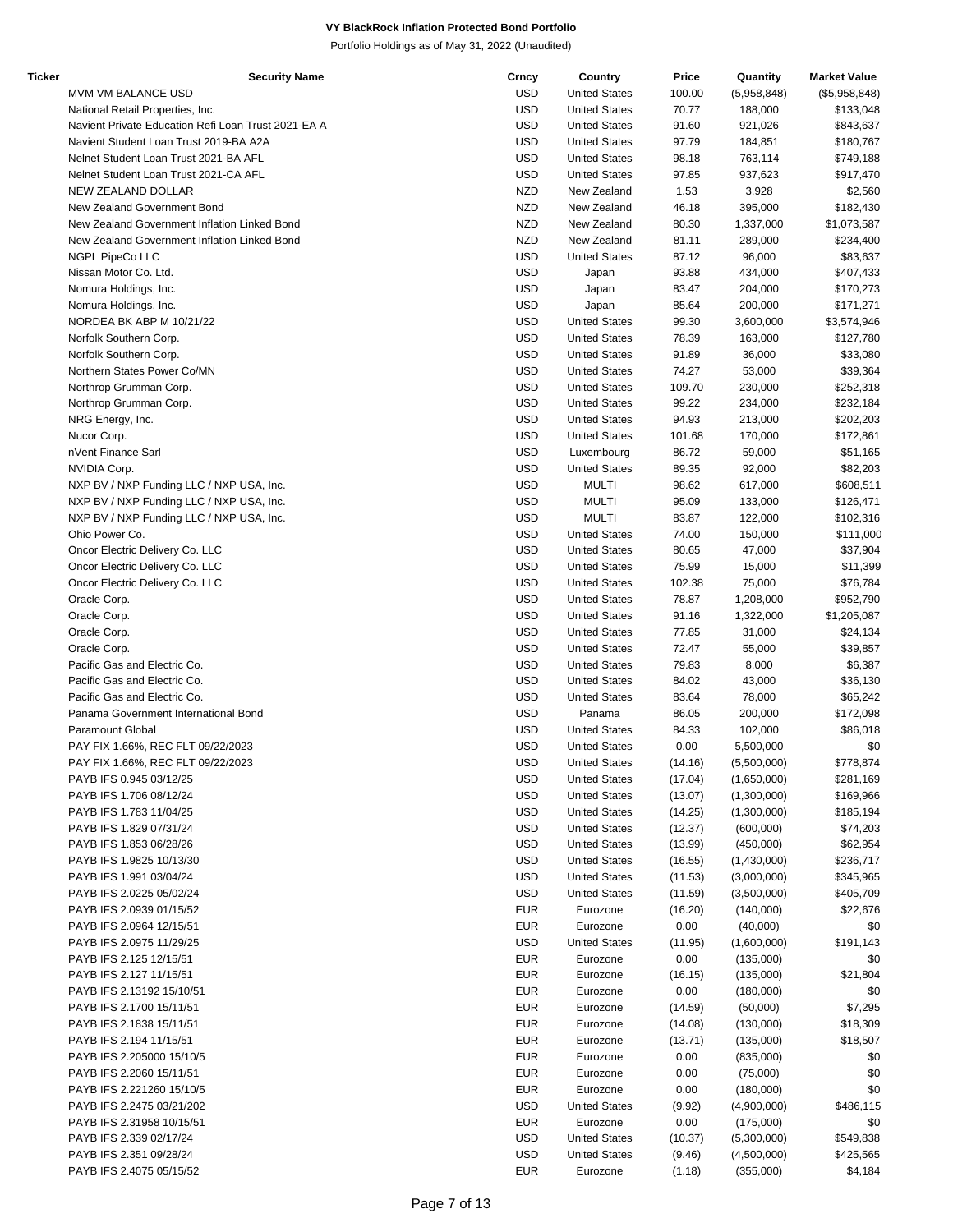**VY BlackRock Inflation Protected Bond Portfolio**

Portfolio Holdings as of May 31, 2022 (Unaudited)

| Ticker | Security Name | Crncy | Country | Price | Quantity | Market Value |
|---|---|---|---|---|---|---|
| | MVM VM BALANCE USD | USD | United States | 100.00 | (5,958,848) | ($5,958,848) |
| | National Retail Properties, Inc. | USD | United States | 70.77 | 188,000 | $133,048 |
| | Navient Private Education Refi Loan Trust 2021-EA A | USD | United States | 91.60 | 921,026 | $843,637 |
| | Navient Student Loan Trust 2019-BA A2A | USD | United States | 97.79 | 184,851 | $180,767 |
| | Nelnet Student Loan Trust 2021-BA AFL | USD | United States | 98.18 | 763,114 | $749,188 |
| | Nelnet Student Loan Trust 2021-CA AFL | USD | United States | 97.85 | 937,623 | $917,470 |
| | NEW ZEALAND DOLLAR | NZD | New Zealand | 1.53 | 3,928 | $2,560 |
| | New Zealand Government Bond | NZD | New Zealand | 46.18 | 395,000 | $182,430 |
| | New Zealand Government Inflation Linked Bond | NZD | New Zealand | 80.30 | 1,337,000 | $1,073,587 |
| | New Zealand Government Inflation Linked Bond | NZD | New Zealand | 81.11 | 289,000 | $234,400 |
| | NGPL PipeCo LLC | USD | United States | 87.12 | 96,000 | $83,637 |
| | Nissan Motor Co. Ltd. | USD | Japan | 93.88 | 434,000 | $407,433 |
| | Nomura Holdings, Inc. | USD | Japan | 83.47 | 204,000 | $170,273 |
| | Nomura Holdings, Inc. | USD | Japan | 85.64 | 200,000 | $171,271 |
| | NORDEA BK ABP M 10/21/22 | USD | United States | 99.30 | 3,600,000 | $3,574,946 |
| | Norfolk Southern Corp. | USD | United States | 78.39 | 163,000 | $127,780 |
| | Norfolk Southern Corp. | USD | United States | 91.89 | 36,000 | $33,080 |
| | Northern States Power Co/MN | USD | United States | 74.27 | 53,000 | $39,364 |
| | Northrop Grumman Corp. | USD | United States | 109.70 | 230,000 | $252,318 |
| | Northrop Grumman Corp. | USD | United States | 99.22 | 234,000 | $232,184 |
| | NRG Energy, Inc. | USD | United States | 94.93 | 213,000 | $202,203 |
| | Nucor Corp. | USD | United States | 101.68 | 170,000 | $172,861 |
| | nVent Finance Sarl | USD | Luxembourg | 86.72 | 59,000 | $51,165 |
| | NVIDIA Corp. | USD | United States | 89.35 | 92,000 | $82,203 |
| | NXP BV / NXP Funding LLC / NXP USA, Inc. | USD | MULTI | 98.62 | 617,000 | $608,511 |
| | NXP BV / NXP Funding LLC / NXP USA, Inc. | USD | MULTI | 95.09 | 133,000 | $126,471 |
| | NXP BV / NXP Funding LLC / NXP USA, Inc. | USD | MULTI | 83.87 | 122,000 | $102,316 |
| | Ohio Power Co. | USD | United States | 74.00 | 150,000 | $111,000 |
| | Oncor Electric Delivery Co. LLC | USD | United States | 80.65 | 47,000 | $37,904 |
| | Oncor Electric Delivery Co. LLC | USD | United States | 75.99 | 15,000 | $11,399 |
| | Oncor Electric Delivery Co. LLC | USD | United States | 102.38 | 75,000 | $76,784 |
| | Oracle Corp. | USD | United States | 78.87 | 1,208,000 | $952,790 |
| | Oracle Corp. | USD | United States | 91.16 | 1,322,000 | $1,205,087 |
| | Oracle Corp. | USD | United States | 77.85 | 31,000 | $24,134 |
| | Oracle Corp. | USD | United States | 72.47 | 55,000 | $39,857 |
| | Pacific Gas and Electric Co. | USD | United States | 79.83 | 8,000 | $6,387 |
| | Pacific Gas and Electric Co. | USD | United States | 84.02 | 43,000 | $36,130 |
| | Pacific Gas and Electric Co. | USD | United States | 83.64 | 78,000 | $65,242 |
| | Panama Government International Bond | USD | Panama | 86.05 | 200,000 | $172,098 |
| | Paramount Global | USD | United States | 84.33 | 102,000 | $86,018 |
| | PAY FIX 1.66%, REC FLT 09/22/2023 | USD | United States | 0.00 | 5,500,000 | $0 |
| | PAY FIX 1.66%, REC FLT 09/22/2023 | USD | United States | (14.16) | (5,500,000) | $778,874 |
| | PAYB IFS 0.945 03/12/25 | USD | United States | (17.04) | (1,650,000) | $281,169 |
| | PAYB IFS 1.706 08/12/24 | USD | United States | (13.07) | (1,300,000) | $169,966 |
| | PAYB IFS 1.783 11/04/25 | USD | United States | (14.25) | (1,300,000) | $185,194 |
| | PAYB IFS 1.829 07/31/24 | USD | United States | (12.37) | (600,000) | $74,203 |
| | PAYB IFS 1.853 06/28/26 | USD | United States | (13.99) | (450,000) | $62,954 |
| | PAYB IFS 1.9825 10/13/30 | USD | United States | (16.55) | (1,430,000) | $236,717 |
| | PAYB IFS 1.991 03/04/24 | USD | United States | (11.53) | (3,000,000) | $345,965 |
| | PAYB IFS 2.0225 05/02/24 | USD | United States | (11.59) | (3,500,000) | $405,709 |
| | PAYB IFS 2.0939 01/15/52 | EUR | Eurozone | (16.20) | (140,000) | $22,676 |
| | PAYB IFS 2.0964 12/15/51 | EUR | Eurozone | 0.00 | (40,000) | $0 |
| | PAYB IFS 2.0975 11/29/25 | USD | United States | (11.95) | (1,600,000) | $191,143 |
| | PAYB IFS 2.125 12/15/51 | EUR | Eurozone | 0.00 | (135,000) | $0 |
| | PAYB IFS 2.127 11/15/51 | EUR | Eurozone | (16.15) | (135,000) | $21,804 |
| | PAYB IFS 2.13192 15/10/51 | EUR | Eurozone | 0.00 | (180,000) | $0 |
| | PAYB IFS 2.1700 15/11/51 | EUR | Eurozone | (14.59) | (50,000) | $7,295 |
| | PAYB IFS 2.1838 15/11/51 | EUR | Eurozone | (14.08) | (130,000) | $18,309 |
| | PAYB IFS 2.194 11/15/51 | EUR | Eurozone | (13.71) | (135,000) | $18,507 |
| | PAYB IFS 2.205000 15/10/5 | EUR | Eurozone | 0.00 | (835,000) | $0 |
| | PAYB IFS 2.2060 15/11/51 | EUR | Eurozone | 0.00 | (75,000) | $0 |
| | PAYB IFS 2.221260 15/10/5 | EUR | Eurozone | 0.00 | (180,000) | $0 |
| | PAYB IFS 2.2475 03/21/202 | USD | United States | (9.92) | (4,900,000) | $486,115 |
| | PAYB IFS 2.31958 10/15/51 | EUR | Eurozone | 0.00 | (175,000) | $0 |
| | PAYB IFS 2.339 02/17/24 | USD | United States | (10.37) | (5,300,000) | $549,838 |
| | PAYB IFS 2.351 09/28/24 | USD | United States | (9.46) | (4,500,000) | $425,565 |
| | PAYB IFS 2.4075 05/15/52 | EUR | Eurozone | (1.18) | (355,000) | $4,184 |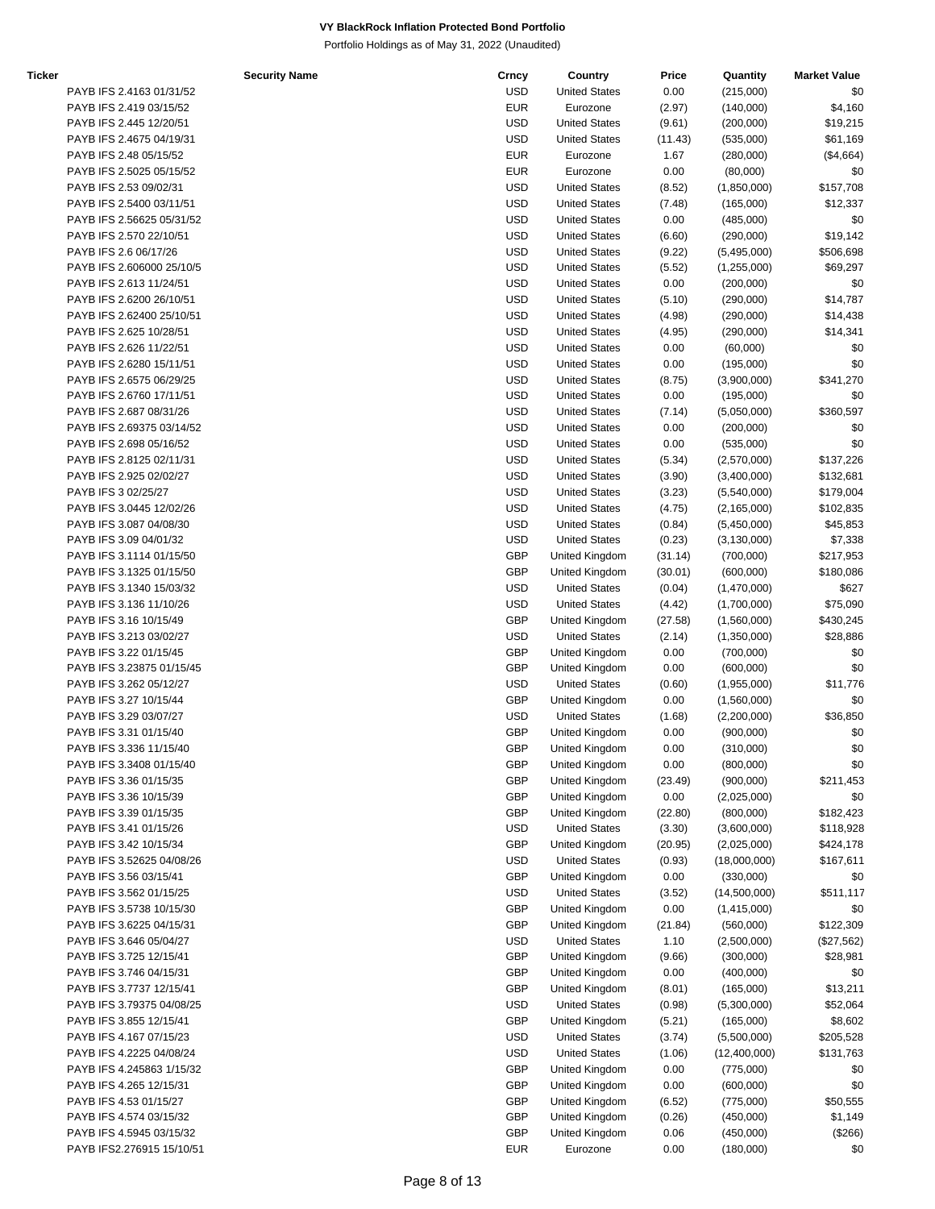# VY BlackRock Inflation Protected Bond Portfolio

Portfolio Holdings as of May 31, 2022 (Unaudited)

| Ticker | Security Name | Crncy | Country | Price | Quantity | Market Value |
|---|---|---|---|---|---|---|
| | PAYB IFS 2.4163 01/31/52 | USD | United States | 0.00 | (215,000) | $0 |
| | PAYB IFS 2.419 03/15/52 | EUR | Eurozone | (2.97) | (140,000) | $4,160 |
| | PAYB IFS 2.445 12/20/51 | USD | United States | (9.61) | (200,000) | $19,215 |
| | PAYB IFS 2.4675 04/19/31 | USD | United States | (11.43) | (535,000) | $61,169 |
| | PAYB IFS 2.48 05/15/52 | EUR | Eurozone | 1.67 | (280,000) | ($4,664) |
| | PAYB IFS 2.5025 05/15/52 | EUR | Eurozone | 0.00 | (80,000) | $0 |
| | PAYB IFS 2.53 09/02/31 | USD | United States | (8.52) | (1,850,000) | $157,708 |
| | PAYB IFS 2.5400 03/11/51 | USD | United States | (7.48) | (165,000) | $12,337 |
| | PAYB IFS 2.56625 05/31/52 | USD | United States | 0.00 | (485,000) | $0 |
| | PAYB IFS 2.570 22/10/51 | USD | United States | (6.60) | (290,000) | $19,142 |
| | PAYB IFS 2.6 06/17/26 | USD | United States | (9.22) | (5,495,000) | $506,698 |
| | PAYB IFS 2.606000 25/10/5 | USD | United States | (5.52) | (1,255,000) | $69,297 |
| | PAYB IFS 2.613 11/24/51 | USD | United States | 0.00 | (200,000) | $0 |
| | PAYB IFS 2.6200 26/10/51 | USD | United States | (5.10) | (290,000) | $14,787 |
| | PAYB IFS 2.62400 25/10/51 | USD | United States | (4.98) | (290,000) | $14,438 |
| | PAYB IFS 2.625 10/28/51 | USD | United States | (4.95) | (290,000) | $14,341 |
| | PAYB IFS 2.626 11/22/51 | USD | United States | 0.00 | (60,000) | $0 |
| | PAYB IFS 2.6280 15/11/51 | USD | United States | 0.00 | (195,000) | $0 |
| | PAYB IFS 2.6575 06/29/25 | USD | United States | (8.75) | (3,900,000) | $341,270 |
| | PAYB IFS 2.6760 17/11/51 | USD | United States | 0.00 | (195,000) | $0 |
| | PAYB IFS 2.687 08/31/26 | USD | United States | (7.14) | (5,050,000) | $360,597 |
| | PAYB IFS 2.69375 03/14/52 | USD | United States | 0.00 | (200,000) | $0 |
| | PAYB IFS 2.698 05/16/52 | USD | United States | 0.00 | (535,000) | $0 |
| | PAYB IFS 2.8125 02/11/31 | USD | United States | (5.34) | (2,570,000) | $137,226 |
| | PAYB IFS 2.925 02/02/27 | USD | United States | (3.90) | (3,400,000) | $132,681 |
| | PAYB IFS 3 02/25/27 | USD | United States | (3.23) | (5,540,000) | $179,004 |
| | PAYB IFS 3.0445 12/02/26 | USD | United States | (4.75) | (2,165,000) | $102,835 |
| | PAYB IFS 3.087 04/08/30 | USD | United States | (0.84) | (5,450,000) | $45,853 |
| | PAYB IFS 3.09 04/01/32 | USD | United States | (0.23) | (3,130,000) | $7,338 |
| | PAYB IFS 3.1114 01/15/50 | GBP | United Kingdom | (31.14) | (700,000) | $217,953 |
| | PAYB IFS 3.1325 01/15/50 | GBP | United Kingdom | (30.01) | (600,000) | $180,086 |
| | PAYB IFS 3.1340 15/03/32 | USD | United States | (0.04) | (1,470,000) | $627 |
| | PAYB IFS 3.136 11/10/26 | USD | United States | (4.42) | (1,700,000) | $75,090 |
| | PAYB IFS 3.16 10/15/49 | GBP | United Kingdom | (27.58) | (1,560,000) | $430,245 |
| | PAYB IFS 3.213 03/02/27 | USD | United States | (2.14) | (1,350,000) | $28,886 |
| | PAYB IFS 3.22 01/15/45 | GBP | United Kingdom | 0.00 | (700,000) | $0 |
| | PAYB IFS 3.23875 01/15/45 | GBP | United Kingdom | 0.00 | (600,000) | $0 |
| | PAYB IFS 3.262 05/12/27 | USD | United States | (0.60) | (1,955,000) | $11,776 |
| | PAYB IFS 3.27 10/15/44 | GBP | United Kingdom | 0.00 | (1,560,000) | $0 |
| | PAYB IFS 3.29 03/07/27 | USD | United States | (1.68) | (2,200,000) | $36,850 |
| | PAYB IFS 3.31 01/15/40 | GBP | United Kingdom | 0.00 | (900,000) | $0 |
| | PAYB IFS 3.336 11/15/40 | GBP | United Kingdom | 0.00 | (310,000) | $0 |
| | PAYB IFS 3.3408 01/15/40 | GBP | United Kingdom | 0.00 | (800,000) | $0 |
| | PAYB IFS 3.36 01/15/35 | GBP | United Kingdom | (23.49) | (900,000) | $211,453 |
| | PAYB IFS 3.36 10/15/39 | GBP | United Kingdom | 0.00 | (2,025,000) | $0 |
| | PAYB IFS 3.39 01/15/35 | GBP | United Kingdom | (22.80) | (800,000) | $182,423 |
| | PAYB IFS 3.41 01/15/26 | USD | United States | (3.30) | (3,600,000) | $118,928 |
| | PAYB IFS 3.42 10/15/34 | GBP | United Kingdom | (20.95) | (2,025,000) | $424,178 |
| | PAYB IFS 3.52625 04/08/26 | USD | United States | (0.93) | (18,000,000) | $167,611 |
| | PAYB IFS 3.56 03/15/41 | GBP | United Kingdom | 0.00 | (330,000) | $0 |
| | PAYB IFS 3.562 01/15/25 | USD | United States | (3.52) | (14,500,000) | $511,117 |
| | PAYB IFS 3.5738 10/15/30 | GBP | United Kingdom | 0.00 | (1,415,000) | $0 |
| | PAYB IFS 3.6225 04/15/31 | GBP | United Kingdom | (21.84) | (560,000) | $122,309 |
| | PAYB IFS 3.646 05/04/27 | USD | United States | 1.10 | (2,500,000) | ($27,562) |
| | PAYB IFS 3.725 12/15/41 | GBP | United Kingdom | (9.66) | (300,000) | $28,981 |
| | PAYB IFS 3.746 04/15/31 | GBP | United Kingdom | 0.00 | (400,000) | $0 |
| | PAYB IFS 3.7737 12/15/41 | GBP | United Kingdom | (8.01) | (165,000) | $13,211 |
| | PAYB IFS 3.79375 04/08/25 | USD | United States | (0.98) | (5,300,000) | $52,064 |
| | PAYB IFS 3.855 12/15/41 | GBP | United Kingdom | (5.21) | (165,000) | $8,602 |
| | PAYB IFS 4.167 07/15/23 | USD | United States | (3.74) | (5,500,000) | $205,528 |
| | PAYB IFS 4.2225 04/08/24 | USD | United States | (1.06) | (12,400,000) | $131,763 |
| | PAYB IFS 4.245863 1/15/32 | GBP | United Kingdom | 0.00 | (775,000) | $0 |
| | PAYB IFS 4.265 12/15/31 | GBP | United Kingdom | 0.00 | (600,000) | $0 |
| | PAYB IFS 4.53 01/15/27 | GBP | United Kingdom | (6.52) | (775,000) | $50,555 |
| | PAYB IFS 4.574 03/15/32 | GBP | United Kingdom | (0.26) | (450,000) | $1,149 |
| | PAYB IFS 4.5945 03/15/32 | GBP | United Kingdom | 0.06 | (450,000) | ($266) |
| | PAYB IFS2.276915 15/10/51 | EUR | Eurozone | 0.00 | (180,000) | $0 |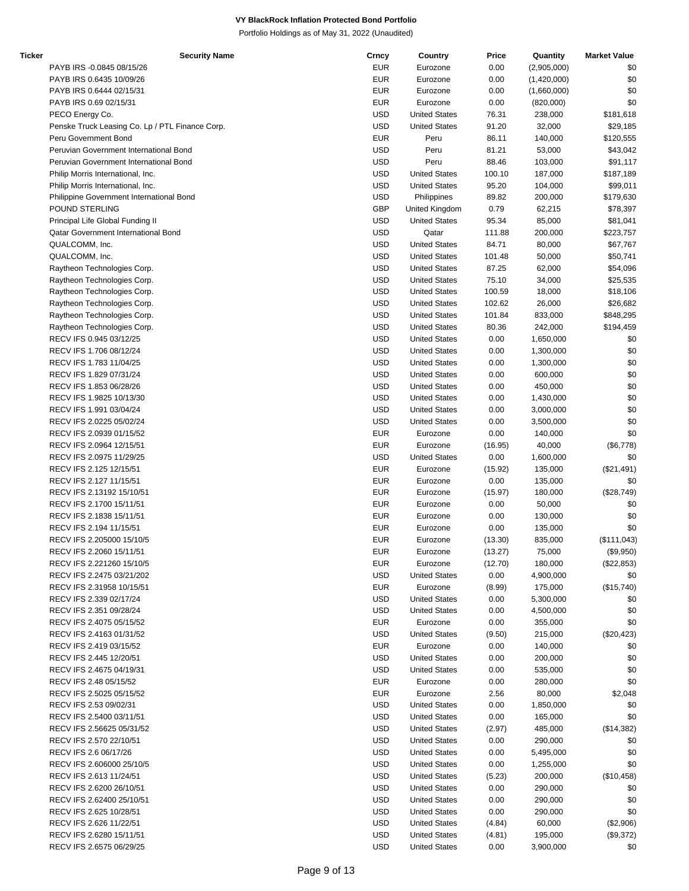**VY BlackRock Inflation Protected Bond Portfolio**

Portfolio Holdings as of May 31, 2022 (Unaudited)

| Ticker | Security Name | Crncy | Country | Price | Quantity | Market Value |
|---|---|---|---|---|---|---|
| | PAYB IRS -0.0845 08/15/26 | EUR | Eurozone | 0.00 | (2,905,000) | $0 |
| | PAYB IRS 0.6435 10/09/26 | EUR | Eurozone | 0.00 | (1,420,000) | $0 |
| | PAYB IRS 0.6444 02/15/31 | EUR | Eurozone | 0.00 | (1,660,000) | $0 |
| | PAYB IRS 0.69 02/15/31 | EUR | Eurozone | 0.00 | (820,000) | $0 |
| | PECO Energy Co. | USD | United States | 76.31 | 238,000 | $181,618 |
| | Penske Truck Leasing Co. Lp / PTL Finance Corp. | USD | United States | 91.20 | 32,000 | $29,185 |
| | Peru Government Bond | EUR | Peru | 86.11 | 140,000 | $120,555 |
| | Peruvian Government International Bond | USD | Peru | 81.21 | 53,000 | $43,042 |
| | Peruvian Government International Bond | USD | Peru | 88.46 | 103,000 | $91,117 |
| | Philip Morris International, Inc. | USD | United States | 100.10 | 187,000 | $187,189 |
| | Philip Morris International, Inc. | USD | United States | 95.20 | 104,000 | $99,011 |
| | Philippine Government International Bond | USD | Philippines | 89.82 | 200,000 | $179,630 |
| | POUND STERLING | GBP | United Kingdom | 0.79 | 62,215 | $78,397 |
| | Principal Life Global Funding II | USD | United States | 95.34 | 85,000 | $81,041 |
| | Qatar Government International Bond | USD | Qatar | 111.88 | 200,000 | $223,757 |
| | QUALCOMM, Inc. | USD | United States | 84.71 | 80,000 | $67,767 |
| | QUALCOMM, Inc. | USD | United States | 101.48 | 50,000 | $50,741 |
| | Raytheon Technologies Corp. | USD | United States | 87.25 | 62,000 | $54,096 |
| | Raytheon Technologies Corp. | USD | United States | 75.10 | 34,000 | $25,535 |
| | Raytheon Technologies Corp. | USD | United States | 100.59 | 18,000 | $18,106 |
| | Raytheon Technologies Corp. | USD | United States | 102.62 | 26,000 | $26,682 |
| | Raytheon Technologies Corp. | USD | United States | 101.84 | 833,000 | $848,295 |
| | Raytheon Technologies Corp. | USD | United States | 80.36 | 242,000 | $194,459 |
| | RECV IFS 0.945 03/12/25 | USD | United States | 0.00 | 1,650,000 | $0 |
| | RECV IFS 1.706 08/12/24 | USD | United States | 0.00 | 1,300,000 | $0 |
| | RECV IFS 1.783 11/04/25 | USD | United States | 0.00 | 1,300,000 | $0 |
| | RECV IFS 1.829 07/31/24 | USD | United States | 0.00 | 600,000 | $0 |
| | RECV IFS 1.853 06/28/26 | USD | United States | 0.00 | 450,000 | $0 |
| | RECV IFS 1.9825 10/13/30 | USD | United States | 0.00 | 1,430,000 | $0 |
| | RECV IFS 1.991 03/04/24 | USD | United States | 0.00 | 3,000,000 | $0 |
| | RECV IFS 2.0225 05/02/24 | USD | United States | 0.00 | 3,500,000 | $0 |
| | RECV IFS 2.0939 01/15/52 | EUR | Eurozone | 0.00 | 140,000 | $0 |
| | RECV IFS 2.0964 12/15/51 | EUR | Eurozone | (16.95) | 40,000 | ($6,778) |
| | RECV IFS 2.0975 11/29/25 | USD | United States | 0.00 | 1,600,000 | $0 |
| | RECV IFS 2.125 12/15/51 | EUR | Eurozone | (15.92) | 135,000 | ($21,491) |
| | RECV IFS 2.127 11/15/51 | EUR | Eurozone | 0.00 | 135,000 | $0 |
| | RECV IFS 2.13192 15/10/51 | EUR | Eurozone | (15.97) | 180,000 | ($28,749) |
| | RECV IFS 2.1700 15/11/51 | EUR | Eurozone | 0.00 | 50,000 | $0 |
| | RECV IFS 2.1838 15/11/51 | EUR | Eurozone | 0.00 | 130,000 | $0 |
| | RECV IFS 2.194 11/15/51 | EUR | Eurozone | 0.00 | 135,000 | $0 |
| | RECV IFS 2.205000 15/10/5 | EUR | Eurozone | (13.30) | 835,000 | ($111,043) |
| | RECV IFS 2.2060 15/11/51 | EUR | Eurozone | (13.27) | 75,000 | ($9,950) |
| | RECV IFS 2.221260 15/10/5 | EUR | Eurozone | (12.70) | 180,000 | ($22,853) |
| | RECV IFS 2.2475 03/21/202 | USD | United States | 0.00 | 4,900,000 | $0 |
| | RECV IFS 2.31958 10/15/51 | EUR | Eurozone | (8.99) | 175,000 | ($15,740) |
| | RECV IFS 2.339 02/17/24 | USD | United States | 0.00 | 5,300,000 | $0 |
| | RECV IFS 2.351 09/28/24 | USD | United States | 0.00 | 4,500,000 | $0 |
| | RECV IFS 2.4075 05/15/52 | EUR | Eurozone | 0.00 | 355,000 | $0 |
| | RECV IFS 2.4163 01/31/52 | USD | United States | (9.50) | 215,000 | ($20,423) |
| | RECV IFS 2.419 03/15/52 | EUR | Eurozone | 0.00 | 140,000 | $0 |
| | RECV IFS 2.445 12/20/51 | USD | United States | 0.00 | 200,000 | $0 |
| | RECV IFS 2.4675 04/19/31 | USD | United States | 0.00 | 535,000 | $0 |
| | RECV IFS 2.48 05/15/52 | EUR | Eurozone | 0.00 | 280,000 | $0 |
| | RECV IFS 2.5025 05/15/52 | EUR | Eurozone | 2.56 | 80,000 | $2,048 |
| | RECV IFS 2.53 09/02/31 | USD | United States | 0.00 | 1,850,000 | $0 |
| | RECV IFS 2.5400 03/11/51 | USD | United States | 0.00 | 165,000 | $0 |
| | RECV IFS 2.56625 05/31/52 | USD | United States | (2.97) | 485,000 | ($14,382) |
| | RECV IFS 2.570 22/10/51 | USD | United States | 0.00 | 290,000 | $0 |
| | RECV IFS 2.6 06/17/26 | USD | United States | 0.00 | 5,495,000 | $0 |
| | RECV IFS 2.606000 25/10/5 | USD | United States | 0.00 | 1,255,000 | $0 |
| | RECV IFS 2.613 11/24/51 | USD | United States | (5.23) | 200,000 | ($10,458) |
| | RECV IFS 2.6200 26/10/51 | USD | United States | 0.00 | 290,000 | $0 |
| | RECV IFS 2.62400 25/10/51 | USD | United States | 0.00 | 290,000 | $0 |
| | RECV IFS 2.625 10/28/51 | USD | United States | 0.00 | 290,000 | $0 |
| | RECV IFS 2.626 11/22/51 | USD | United States | (4.84) | 60,000 | ($2,906) |
| | RECV IFS 2.6280 15/11/51 | USD | United States | (4.81) | 195,000 | ($9,372) |
| | RECV IFS 2.6575 06/29/25 | USD | United States | 0.00 | 3,900,000 | $0 |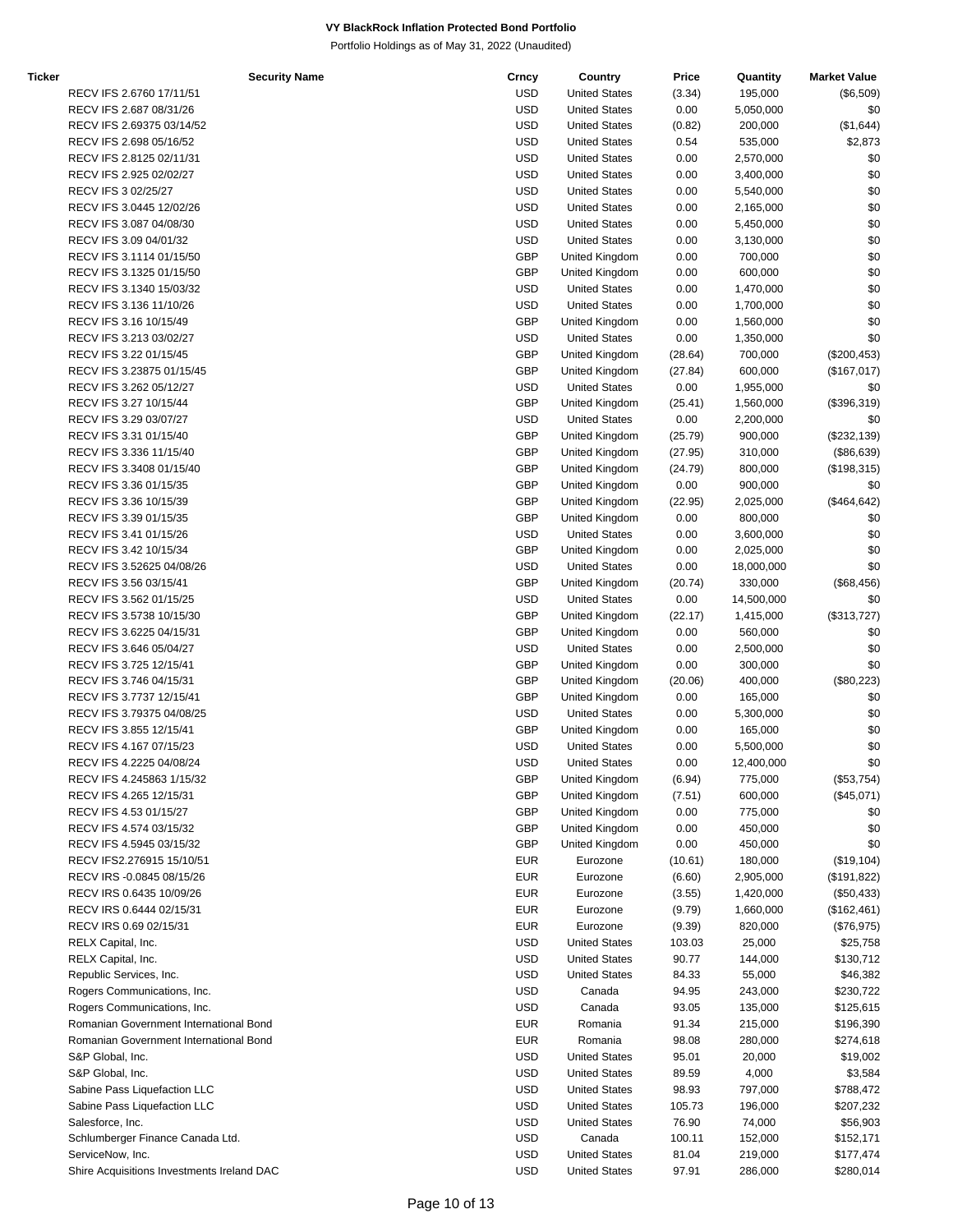**VY BlackRock Inflation Protected Bond Portfolio**

Portfolio Holdings as of May 31, 2022 (Unaudited)

| Ticker | Security Name | Crncy | Country | Price | Quantity | Market Value |
|---|---|---|---|---|---|---|
| | RECV IFS 2.6760 17/11/51 | USD | United States | (3.34) | 195,000 | ($6,509) |
| | RECV IFS 2.687 08/31/26 | USD | United States | 0.00 | 5,050,000 | $0 |
| | RECV IFS 2.69375 03/14/52 | USD | United States | (0.82) | 200,000 | ($1,644) |
| | RECV IFS 2.698 05/16/52 | USD | United States | 0.54 | 535,000 | $2,873 |
| | RECV IFS 2.8125 02/11/31 | USD | United States | 0.00 | 2,570,000 | $0 |
| | RECV IFS 2.925 02/02/27 | USD | United States | 0.00 | 3,400,000 | $0 |
| | RECV IFS 3 02/25/27 | USD | United States | 0.00 | 5,540,000 | $0 |
| | RECV IFS 3.0445 12/02/26 | USD | United States | 0.00 | 2,165,000 | $0 |
| | RECV IFS 3.087 04/08/30 | USD | United States | 0.00 | 5,450,000 | $0 |
| | RECV IFS 3.09 04/01/32 | USD | United States | 0.00 | 3,130,000 | $0 |
| | RECV IFS 3.1114 01/15/50 | GBP | United Kingdom | 0.00 | 700,000 | $0 |
| | RECV IFS 3.1325 01/15/50 | GBP | United Kingdom | 0.00 | 600,000 | $0 |
| | RECV IFS 3.1340 15/03/32 | USD | United States | 0.00 | 1,470,000 | $0 |
| | RECV IFS 3.136 11/10/26 | USD | United States | 0.00 | 1,700,000 | $0 |
| | RECV IFS 3.16 10/15/49 | GBP | United Kingdom | 0.00 | 1,560,000 | $0 |
| | RECV IFS 3.213 03/02/27 | USD | United States | 0.00 | 1,350,000 | $0 |
| | RECV IFS 3.22 01/15/45 | GBP | United Kingdom | (28.64) | 700,000 | ($200,453) |
| | RECV IFS 3.23875 01/15/45 | GBP | United Kingdom | (27.84) | 600,000 | ($167,017) |
| | RECV IFS 3.262 05/12/27 | USD | United States | 0.00 | 1,955,000 | $0 |
| | RECV IFS 3.27 10/15/44 | GBP | United Kingdom | (25.41) | 1,560,000 | ($396,319) |
| | RECV IFS 3.29 03/07/27 | USD | United States | 0.00 | 2,200,000 | $0 |
| | RECV IFS 3.31 01/15/40 | GBP | United Kingdom | (25.79) | 900,000 | ($232,139) |
| | RECV IFS 3.336 11/15/40 | GBP | United Kingdom | (27.95) | 310,000 | ($86,639) |
| | RECV IFS 3.3408 01/15/40 | GBP | United Kingdom | (24.79) | 800,000 | ($198,315) |
| | RECV IFS 3.36 01/15/35 | GBP | United Kingdom | 0.00 | 900,000 | $0 |
| | RECV IFS 3.36 10/15/39 | GBP | United Kingdom | (22.95) | 2,025,000 | ($464,642) |
| | RECV IFS 3.39 01/15/35 | GBP | United Kingdom | 0.00 | 800,000 | $0 |
| | RECV IFS 3.41 01/15/26 | USD | United States | 0.00 | 3,600,000 | $0 |
| | RECV IFS 3.42 10/15/34 | GBP | United Kingdom | 0.00 | 2,025,000 | $0 |
| | RECV IFS 3.52625 04/08/26 | USD | United States | 0.00 | 18,000,000 | $0 |
| | RECV IFS 3.56 03/15/41 | GBP | United Kingdom | (20.74) | 330,000 | ($68,456) |
| | RECV IFS 3.562 01/15/25 | USD | United States | 0.00 | 14,500,000 | $0 |
| | RECV IFS 3.5738 10/15/30 | GBP | United Kingdom | (22.17) | 1,415,000 | ($313,727) |
| | RECV IFS 3.6225 04/15/31 | GBP | United Kingdom | 0.00 | 560,000 | $0 |
| | RECV IFS 3.646 05/04/27 | USD | United States | 0.00 | 2,500,000 | $0 |
| | RECV IFS 3.725 12/15/41 | GBP | United Kingdom | 0.00 | 300,000 | $0 |
| | RECV IFS 3.746 04/15/31 | GBP | United Kingdom | (20.06) | 400,000 | ($80,223) |
| | RECV IFS 3.7737 12/15/41 | GBP | United Kingdom | 0.00 | 165,000 | $0 |
| | RECV IFS 3.79375 04/08/25 | USD | United States | 0.00 | 5,300,000 | $0 |
| | RECV IFS 3.855 12/15/41 | GBP | United Kingdom | 0.00 | 165,000 | $0 |
| | RECV IFS 4.167 07/15/23 | USD | United States | 0.00 | 5,500,000 | $0 |
| | RECV IFS 4.2225 04/08/24 | USD | United States | 0.00 | 12,400,000 | $0 |
| | RECV IFS 4.245863 1/15/32 | GBP | United Kingdom | (6.94) | 775,000 | ($53,754) |
| | RECV IFS 4.265 12/15/31 | GBP | United Kingdom | (7.51) | 600,000 | ($45,071) |
| | RECV IFS 4.53 01/15/27 | GBP | United Kingdom | 0.00 | 775,000 | $0 |
| | RECV IFS 4.574 03/15/32 | GBP | United Kingdom | 0.00 | 450,000 | $0 |
| | RECV IFS 4.5945 03/15/32 | GBP | United Kingdom | 0.00 | 450,000 | $0 |
| | RECV IFS2.276915 15/10/51 | EUR | Eurozone | (10.61) | 180,000 | ($19,104) |
| | RECV IRS -0.0845 08/15/26 | EUR | Eurozone | (6.60) | 2,905,000 | ($191,822) |
| | RECV IRS 0.6435 10/09/26 | EUR | Eurozone | (3.55) | 1,420,000 | ($50,433) |
| | RECV IRS 0.6444 02/15/31 | EUR | Eurozone | (9.79) | 1,660,000 | ($162,461) |
| | RECV IRS 0.69 02/15/31 | EUR | Eurozone | (9.39) | 820,000 | ($76,975) |
| | RELX Capital, Inc. | USD | United States | 103.03 | 25,000 | $25,758 |
| | RELX Capital, Inc. | USD | United States | 90.77 | 144,000 | $130,712 |
| | Republic Services, Inc. | USD | United States | 84.33 | 55,000 | $46,382 |
| | Rogers Communications, Inc. | USD | Canada | 94.95 | 243,000 | $230,722 |
| | Rogers Communications, Inc. | USD | Canada | 93.05 | 135,000 | $125,615 |
| | Romanian Government International Bond | EUR | Romania | 91.34 | 215,000 | $196,390 |
| | Romanian Government International Bond | EUR | Romania | 98.08 | 280,000 | $274,618 |
| | S&P Global, Inc. | USD | United States | 95.01 | 20,000 | $19,002 |
| | S&P Global, Inc. | USD | United States | 89.59 | 4,000 | $3,584 |
| | Sabine Pass Liquefaction LLC | USD | United States | 98.93 | 797,000 | $788,472 |
| | Sabine Pass Liquefaction LLC | USD | United States | 105.73 | 196,000 | $207,232 |
| | Salesforce, Inc. | USD | United States | 76.90 | 74,000 | $56,903 |
| | Schlumberger Finance Canada Ltd. | USD | Canada | 100.11 | 152,000 | $152,171 |
| | ServiceNow, Inc. | USD | United States | 81.04 | 219,000 | $177,474 |
| | Shire Acquisitions Investments Ireland DAC | USD | United States | 97.91 | 286,000 | $280,014 |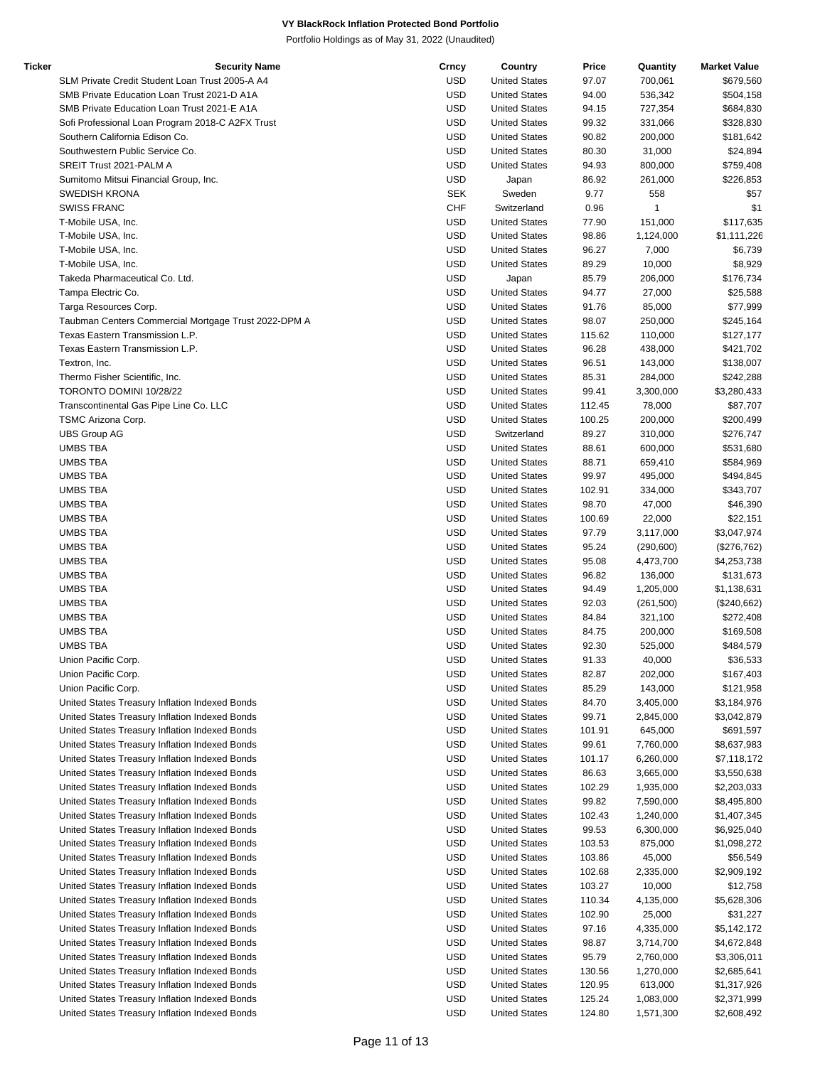# VY BlackRock Inflation Protected Bond Portfolio

Portfolio Holdings as of May 31, 2022 (Unaudited)

| Ticker | Security Name | Crncy | Country | Price | Quantity | Market Value |
|---|---|---|---|---|---|---|
| | SLM Private Credit Student Loan Trust 2005-A A4 | USD | United States | 97.07 | 700,061 | $679,560 |
| | SMB Private Education Loan Trust 2021-D A1A | USD | United States | 94.00 | 536,342 | $504,158 |
| | SMB Private Education Loan Trust 2021-E A1A | USD | United States | 94.15 | 727,354 | $684,830 |
| | Sofi Professional Loan Program 2018-C A2FX Trust | USD | United States | 99.32 | 331,066 | $328,830 |
| | Southern California Edison Co. | USD | United States | 90.82 | 200,000 | $181,642 |
| | Southwestern Public Service Co. | USD | United States | 80.30 | 31,000 | $24,894 |
| | SREIT Trust 2021-PALM A | USD | United States | 94.93 | 800,000 | $759,408 |
| | Sumitomo Mitsui Financial Group, Inc. | USD | Japan | 86.92 | 261,000 | $226,853 |
| | SWEDISH KRONA | SEK | Sweden | 9.77 | 558 | $57 |
| | SWISS FRANC | CHF | Switzerland | 0.96 | 1 | $1 |
| | T-Mobile USA, Inc. | USD | United States | 77.90 | 151,000 | $117,635 |
| | T-Mobile USA, Inc. | USD | United States | 98.86 | 1,124,000 | $1,111,226 |
| | T-Mobile USA, Inc. | USD | United States | 96.27 | 7,000 | $6,739 |
| | T-Mobile USA, Inc. | USD | United States | 89.29 | 10,000 | $8,929 |
| | Takeda Pharmaceutical Co. Ltd. | USD | Japan | 85.79 | 206,000 | $176,734 |
| | Tampa Electric Co. | USD | United States | 94.77 | 27,000 | $25,588 |
| | Targa Resources Corp. | USD | United States | 91.76 | 85,000 | $77,999 |
| | Taubman Centers Commercial Mortgage Trust 2022-DPM A | USD | United States | 98.07 | 250,000 | $245,164 |
| | Texas Eastern Transmission L.P. | USD | United States | 115.62 | 110,000 | $127,177 |
| | Texas Eastern Transmission L.P. | USD | United States | 96.28 | 438,000 | $421,702 |
| | Textron, Inc. | USD | United States | 96.51 | 143,000 | $138,007 |
| | Thermo Fisher Scientific, Inc. | USD | United States | 85.31 | 284,000 | $242,288 |
| | TORONTO DOMINI 10/28/22 | USD | United States | 99.41 | 3,300,000 | $3,280,433 |
| | Transcontinental Gas Pipe Line Co. LLC | USD | United States | 112.45 | 78,000 | $87,707 |
| | TSMC Arizona Corp. | USD | United States | 100.25 | 200,000 | $200,499 |
| | UBS Group AG | USD | Switzerland | 89.27 | 310,000 | $276,747 |
| | UMBS TBA | USD | United States | 88.61 | 600,000 | $531,680 |
| | UMBS TBA | USD | United States | 88.71 | 659,410 | $584,969 |
| | UMBS TBA | USD | United States | 99.97 | 495,000 | $494,845 |
| | UMBS TBA | USD | United States | 102.91 | 334,000 | $343,707 |
| | UMBS TBA | USD | United States | 98.70 | 47,000 | $46,390 |
| | UMBS TBA | USD | United States | 100.69 | 22,000 | $22,151 |
| | UMBS TBA | USD | United States | 97.79 | 3,117,000 | $3,047,974 |
| | UMBS TBA | USD | United States | 95.24 | (290,600) | ($276,762) |
| | UMBS TBA | USD | United States | 95.08 | 4,473,700 | $4,253,738 |
| | UMBS TBA | USD | United States | 96.82 | 136,000 | $131,673 |
| | UMBS TBA | USD | United States | 94.49 | 1,205,000 | $1,138,631 |
| | UMBS TBA | USD | United States | 92.03 | (261,500) | ($240,662) |
| | UMBS TBA | USD | United States | 84.84 | 321,100 | $272,408 |
| | UMBS TBA | USD | United States | 84.75 | 200,000 | $169,508 |
| | UMBS TBA | USD | United States | 92.30 | 525,000 | $484,579 |
| | Union Pacific Corp. | USD | United States | 91.33 | 40,000 | $36,533 |
| | Union Pacific Corp. | USD | United States | 82.87 | 202,000 | $167,403 |
| | Union Pacific Corp. | USD | United States | 85.29 | 143,000 | $121,958 |
| | United States Treasury Inflation Indexed Bonds | USD | United States | 84.70 | 3,405,000 | $3,184,976 |
| | United States Treasury Inflation Indexed Bonds | USD | United States | 99.71 | 2,845,000 | $3,042,879 |
| | United States Treasury Inflation Indexed Bonds | USD | United States | 101.91 | 645,000 | $691,597 |
| | United States Treasury Inflation Indexed Bonds | USD | United States | 99.61 | 7,760,000 | $8,637,983 |
| | United States Treasury Inflation Indexed Bonds | USD | United States | 101.17 | 6,260,000 | $7,118,172 |
| | United States Treasury Inflation Indexed Bonds | USD | United States | 86.63 | 3,665,000 | $3,550,638 |
| | United States Treasury Inflation Indexed Bonds | USD | United States | 102.29 | 1,935,000 | $2,203,033 |
| | United States Treasury Inflation Indexed Bonds | USD | United States | 99.82 | 7,590,000 | $8,495,800 |
| | United States Treasury Inflation Indexed Bonds | USD | United States | 102.43 | 1,240,000 | $1,407,345 |
| | United States Treasury Inflation Indexed Bonds | USD | United States | 99.53 | 6,300,000 | $6,925,040 |
| | United States Treasury Inflation Indexed Bonds | USD | United States | 103.53 | 875,000 | $1,098,272 |
| | United States Treasury Inflation Indexed Bonds | USD | United States | 103.86 | 45,000 | $56,549 |
| | United States Treasury Inflation Indexed Bonds | USD | United States | 102.68 | 2,335,000 | $2,909,192 |
| | United States Treasury Inflation Indexed Bonds | USD | United States | 103.27 | 10,000 | $12,758 |
| | United States Treasury Inflation Indexed Bonds | USD | United States | 110.34 | 4,135,000 | $5,628,306 |
| | United States Treasury Inflation Indexed Bonds | USD | United States | 102.90 | 25,000 | $31,227 |
| | United States Treasury Inflation Indexed Bonds | USD | United States | 97.16 | 4,335,000 | $5,142,172 |
| | United States Treasury Inflation Indexed Bonds | USD | United States | 98.87 | 3,714,700 | $4,672,848 |
| | United States Treasury Inflation Indexed Bonds | USD | United States | 95.79 | 2,760,000 | $3,306,011 |
| | United States Treasury Inflation Indexed Bonds | USD | United States | 130.56 | 1,270,000 | $2,685,641 |
| | United States Treasury Inflation Indexed Bonds | USD | United States | 120.95 | 613,000 | $1,317,926 |
| | United States Treasury Inflation Indexed Bonds | USD | United States | 125.24 | 1,083,000 | $2,371,999 |
| | United States Treasury Inflation Indexed Bonds | USD | United States | 124.80 | 1,571,300 | $2,608,492 |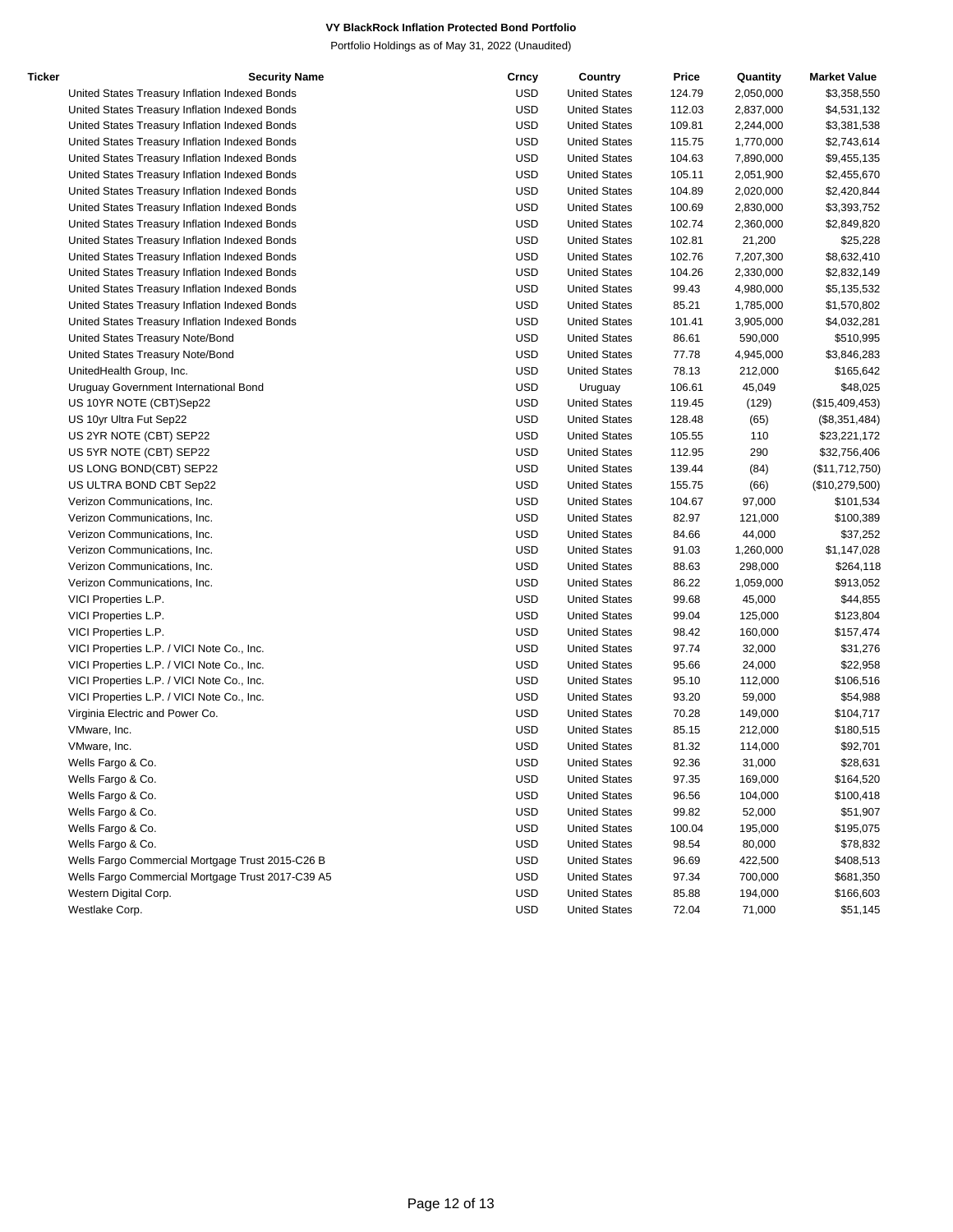**VY BlackRock Inflation Protected Bond Portfolio**

Portfolio Holdings as of May 31, 2022 (Unaudited)

| Ticker | Security Name | Crncy | Country | Price | Quantity | Market Value |
|---|---|---|---|---|---|---|
| | United States Treasury Inflation Indexed Bonds | USD | United States | 124.79 | 2,050,000 | $3,358,550 |
| | United States Treasury Inflation Indexed Bonds | USD | United States | 112.03 | 2,837,000 | $4,531,132 |
| | United States Treasury Inflation Indexed Bonds | USD | United States | 109.81 | 2,244,000 | $3,381,538 |
| | United States Treasury Inflation Indexed Bonds | USD | United States | 115.75 | 1,770,000 | $2,743,614 |
| | United States Treasury Inflation Indexed Bonds | USD | United States | 104.63 | 7,890,000 | $9,455,135 |
| | United States Treasury Inflation Indexed Bonds | USD | United States | 105.11 | 2,051,900 | $2,455,670 |
| | United States Treasury Inflation Indexed Bonds | USD | United States | 104.89 | 2,020,000 | $2,420,844 |
| | United States Treasury Inflation Indexed Bonds | USD | United States | 100.69 | 2,830,000 | $3,393,752 |
| | United States Treasury Inflation Indexed Bonds | USD | United States | 102.74 | 2,360,000 | $2,849,820 |
| | United States Treasury Inflation Indexed Bonds | USD | United States | 102.81 | 21,200 | $25,228 |
| | United States Treasury Inflation Indexed Bonds | USD | United States | 102.76 | 7,207,300 | $8,632,410 |
| | United States Treasury Inflation Indexed Bonds | USD | United States | 104.26 | 2,330,000 | $2,832,149 |
| | United States Treasury Inflation Indexed Bonds | USD | United States | 99.43 | 4,980,000 | $5,135,532 |
| | United States Treasury Inflation Indexed Bonds | USD | United States | 85.21 | 1,785,000 | $1,570,802 |
| | United States Treasury Inflation Indexed Bonds | USD | United States | 101.41 | 3,905,000 | $4,032,281 |
| | United States Treasury Note/Bond | USD | United States | 86.61 | 590,000 | $510,995 |
| | United States Treasury Note/Bond | USD | United States | 77.78 | 4,945,000 | $3,846,283 |
| | UnitedHealth Group, Inc. | USD | United States | 78.13 | 212,000 | $165,642 |
| | Uruguay Government International Bond | USD | Uruguay | 106.61 | 45,049 | $48,025 |
| | US 10YR NOTE (CBT)Sep22 | USD | United States | 119.45 | (129) | ($15,409,453) |
| | US 10yr Ultra Fut Sep22 | USD | United States | 128.48 | (65) | ($8,351,484) |
| | US 2YR NOTE (CBT) SEP22 | USD | United States | 105.55 | 110 | $23,221,172 |
| | US 5YR NOTE (CBT) SEP22 | USD | United States | 112.95 | 290 | $32,756,406 |
| | US LONG BOND(CBT) SEP22 | USD | United States | 139.44 | (84) | ($11,712,750) |
| | US ULTRA BOND CBT Sep22 | USD | United States | 155.75 | (66) | ($10,279,500) |
| | Verizon Communications, Inc. | USD | United States | 104.67 | 97,000 | $101,534 |
| | Verizon Communications, Inc. | USD | United States | 82.97 | 121,000 | $100,389 |
| | Verizon Communications, Inc. | USD | United States | 84.66 | 44,000 | $37,252 |
| | Verizon Communications, Inc. | USD | United States | 91.03 | 1,260,000 | $1,147,028 |
| | Verizon Communications, Inc. | USD | United States | 88.63 | 298,000 | $264,118 |
| | Verizon Communications, Inc. | USD | United States | 86.22 | 1,059,000 | $913,052 |
| | VICI Properties L.P. | USD | United States | 99.68 | 45,000 | $44,855 |
| | VICI Properties L.P. | USD | United States | 99.04 | 125,000 | $123,804 |
| | VICI Properties L.P. | USD | United States | 98.42 | 160,000 | $157,474 |
| | VICI Properties L.P. / VICI Note Co., Inc. | USD | United States | 97.74 | 32,000 | $31,276 |
| | VICI Properties L.P. / VICI Note Co., Inc. | USD | United States | 95.66 | 24,000 | $22,958 |
| | VICI Properties L.P. / VICI Note Co., Inc. | USD | United States | 95.10 | 112,000 | $106,516 |
| | VICI Properties L.P. / VICI Note Co., Inc. | USD | United States | 93.20 | 59,000 | $54,988 |
| | Virginia Electric and Power Co. | USD | United States | 70.28 | 149,000 | $104,717 |
| | VMware, Inc. | USD | United States | 85.15 | 212,000 | $180,515 |
| | VMware, Inc. | USD | United States | 81.32 | 114,000 | $92,701 |
| | Wells Fargo & Co. | USD | United States | 92.36 | 31,000 | $28,631 |
| | Wells Fargo & Co. | USD | United States | 97.35 | 169,000 | $164,520 |
| | Wells Fargo & Co. | USD | United States | 96.56 | 104,000 | $100,418 |
| | Wells Fargo & Co. | USD | United States | 99.82 | 52,000 | $51,907 |
| | Wells Fargo & Co. | USD | United States | 100.04 | 195,000 | $195,075 |
| | Wells Fargo & Co. | USD | United States | 98.54 | 80,000 | $78,832 |
| | Wells Fargo Commercial Mortgage Trust 2015-C26 B | USD | United States | 96.69 | 422,500 | $408,513 |
| | Wells Fargo Commercial Mortgage Trust 2017-C39 A5 | USD | United States | 97.34 | 700,000 | $681,350 |
| | Western Digital Corp. | USD | United States | 85.88 | 194,000 | $166,603 |
| | Westlake Corp. | USD | United States | 72.04 | 71,000 | $51,145 |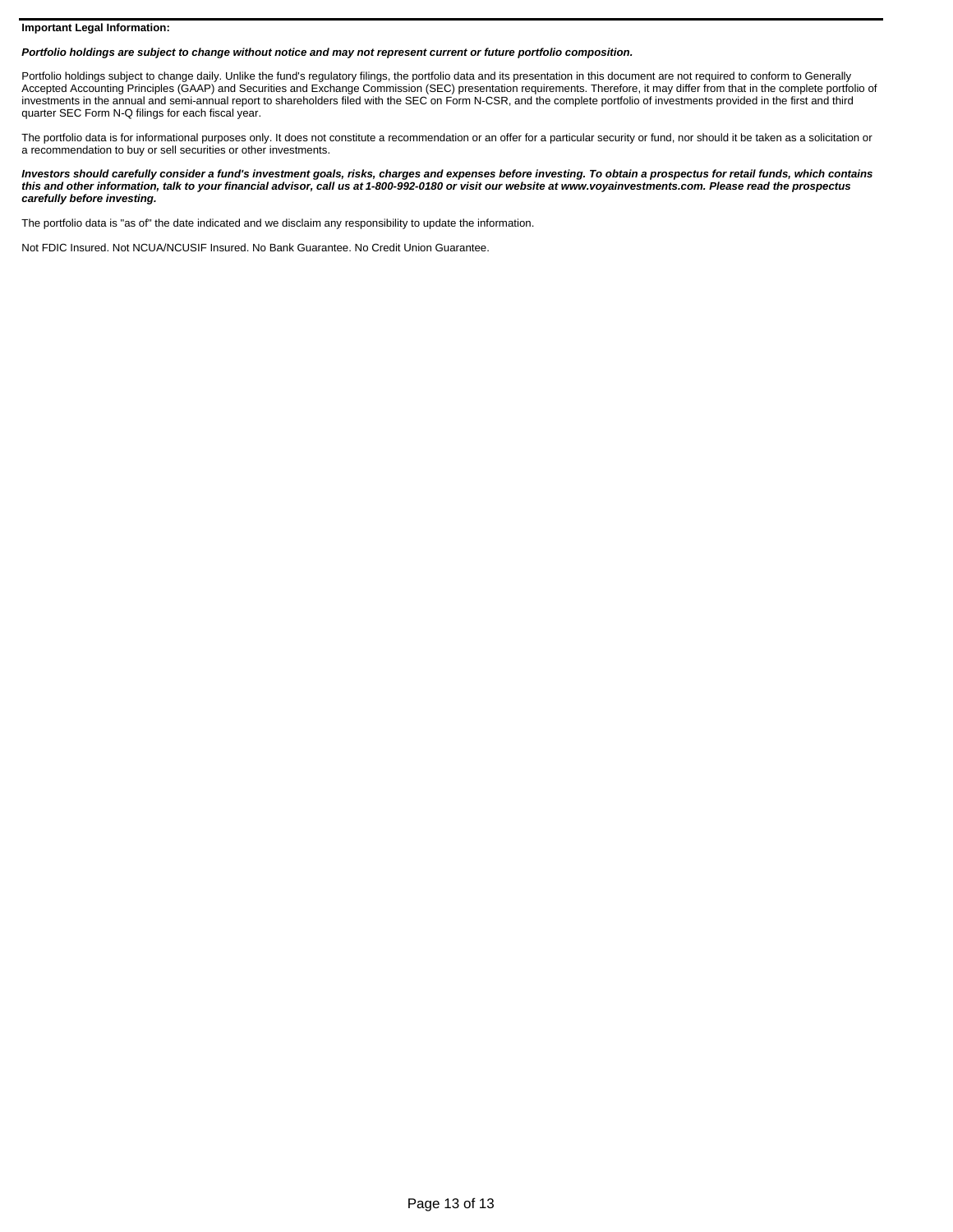**Important Legal Information:**

***Portfolio holdings are subject to change without notice and may not represent current or future portfolio composition.***

Portfolio holdings subject to change daily. Unlike the fund's regulatory filings, the portfolio data and its presentation in this document are not required to conform to Generally Accepted Accounting Principles (GAAP) and Securities and Exchange Commission (SEC) presentation requirements. Therefore, it may differ from that in the complete portfolio of investments in the annual and semi-annual report to shareholders filed with the SEC on Form N-CSR, and the complete portfolio of investments provided in the first and third quarter SEC Form N-Q filings for each fiscal year.

The portfolio data is for informational purposes only. It does not constitute a recommendation or an offer for a particular security or fund, nor should it be taken as a solicitation or a recommendation to buy or sell securities or other investments.

***Investors should carefully consider a fund's investment goals, risks, charges and expenses before investing. To obtain a prospectus for retail funds, which contains this and other information, talk to your financial advisor, call us at 1-800-992-0180 or visit our website at www.voyainvestments.com. Please read the prospectus carefully before investing.***

The portfolio data is "as of" the date indicated and we disclaim any responsibility to update the information.

Not FDIC Insured. Not NCUA/NCUSIF Insured. No Bank Guarantee. No Credit Union Guarantee.